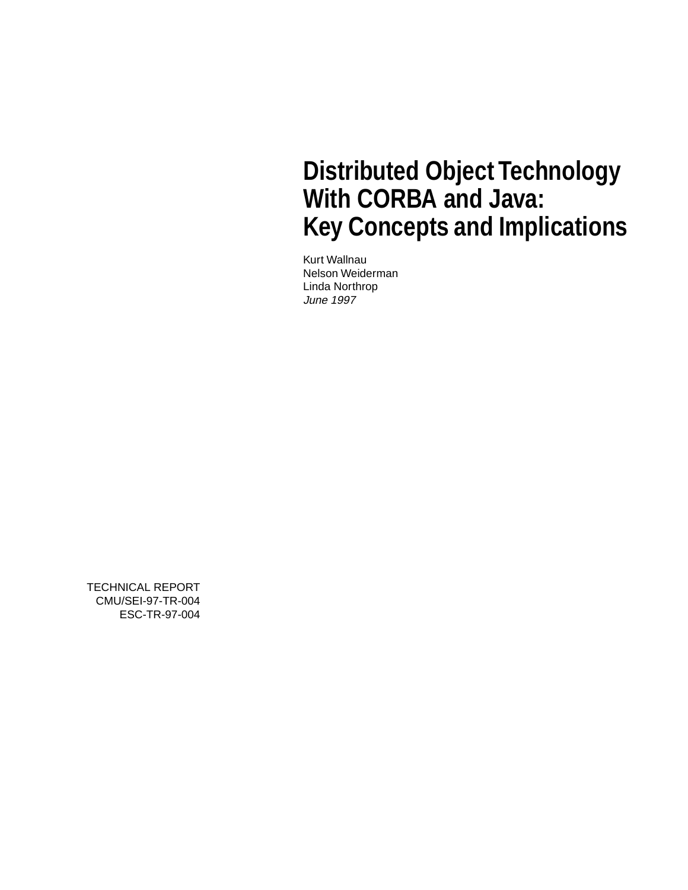# Distributed Object Technology With CORBA and Java: Key Concepts and Implications

Kurt Wallnau
Nelson Weiderman
Linda Northrop
*June 1997*

TECHNICAL REPORT
CMU/SEI-97-TR-004
ESC-TR-97-004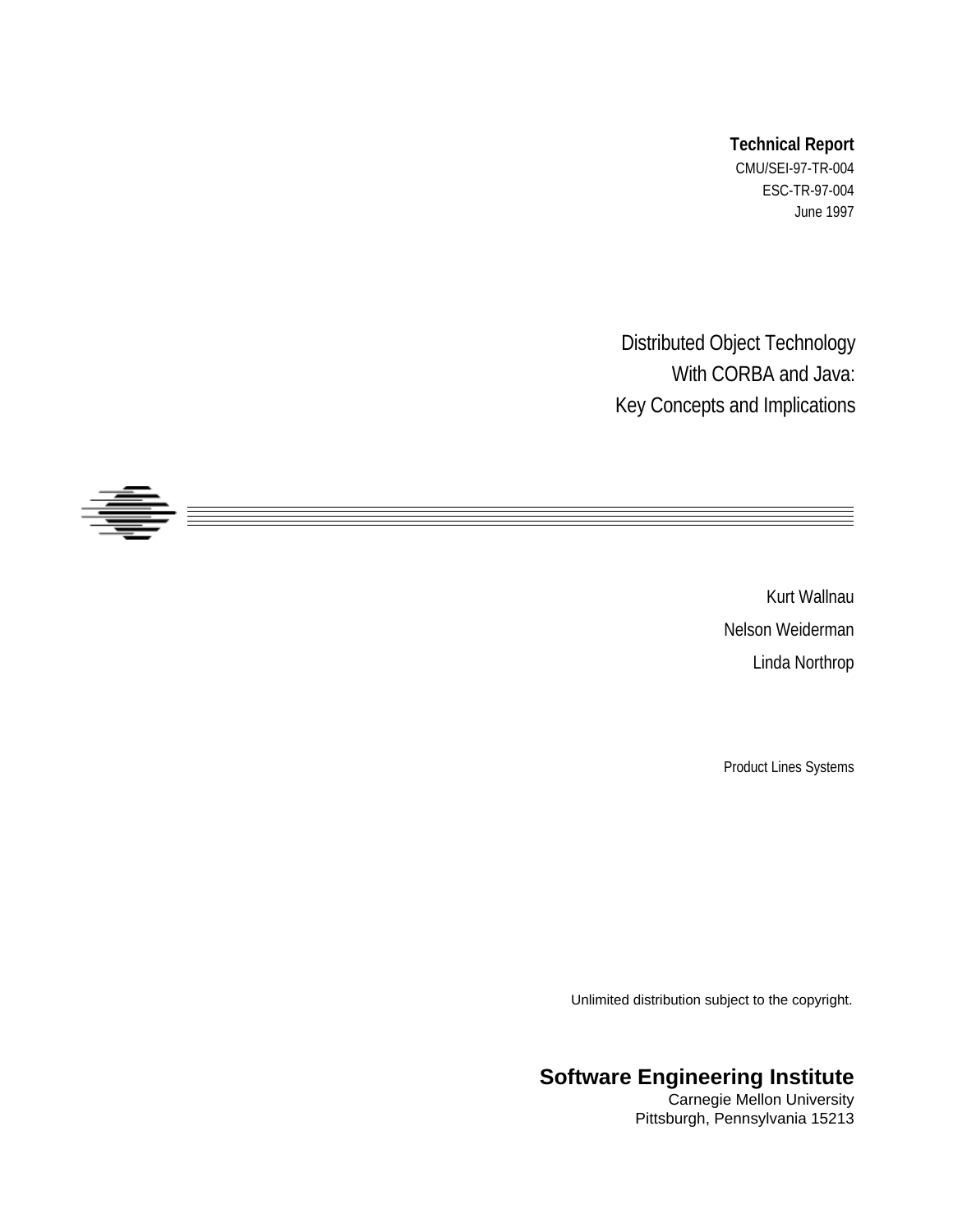**Technical Report**

CMU/SEI-97-TR-004

ESC-TR-97-004

June 1997

# Distributed Object Technology With CORBA and Java: Key Concepts and Implications

Kurt Wallnau

Nelson Weiderman

Linda Northrop

Product Lines Systems

Unlimited distribution subject to the copyright.

**Software Engineering Institute**

Carnegie Mellon University

Pittsburgh, Pennsylvania 15213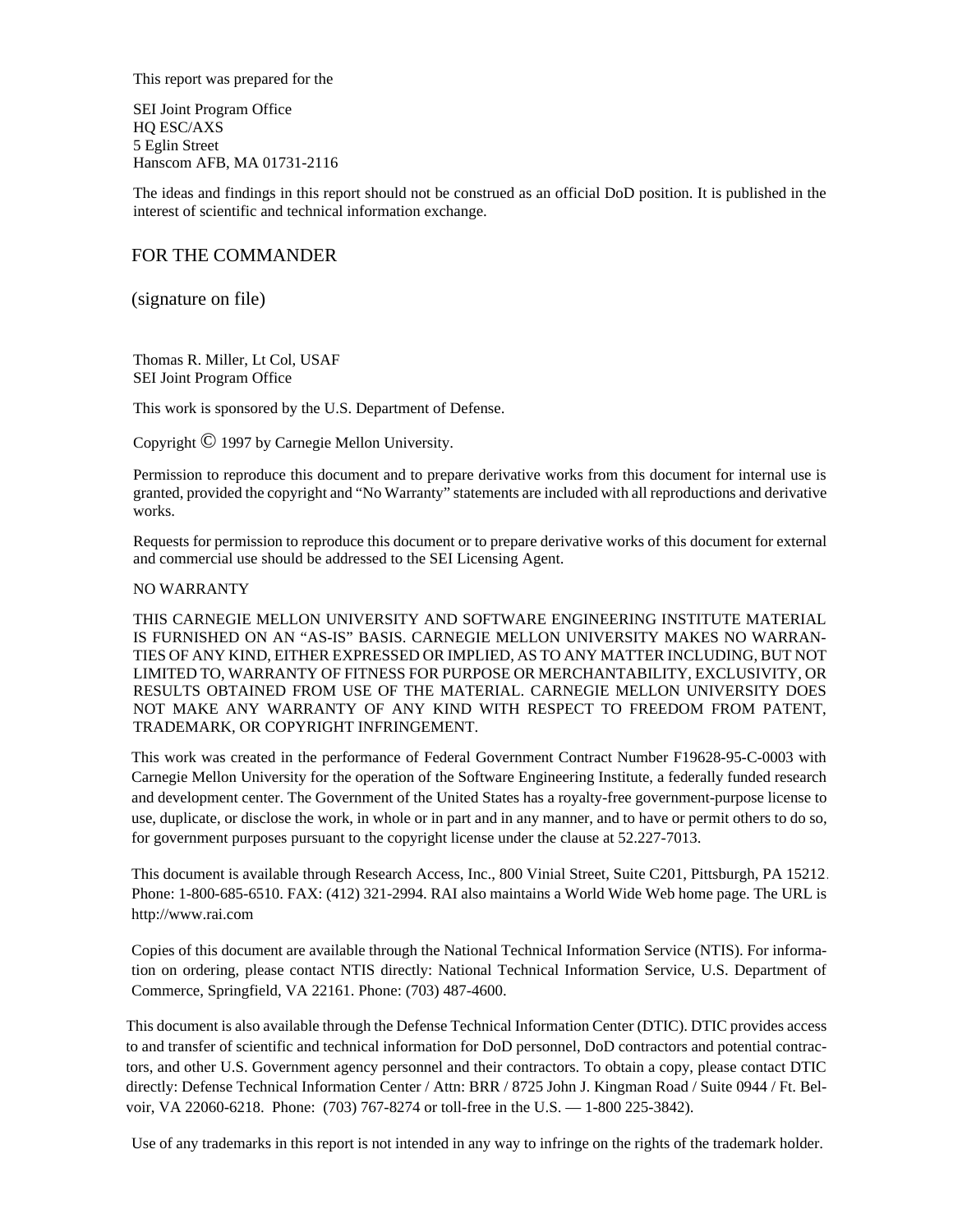This report was prepared for the

SEI Joint Program Office
HQ ESC/AXS
5 Eglin Street
Hanscom AFB, MA 01731-2116

The ideas and findings in this report should not be construed as an official DoD position. It is published in the interest of scientific and technical information exchange.

FOR THE COMMANDER

(signature on file)

Thomas R. Miller, Lt Col, USAF
SEI Joint Program Office

This work is sponsored by the U.S. Department of Defense.

Copyright © 1997 by Carnegie Mellon University.

Permission to reproduce this document and to prepare derivative works from this document for internal use is granted, provided the copyright and "No Warranty" statements are included with all reproductions and derivative works.

Requests for permission to reproduce this document or to prepare derivative works of this document for external and commercial use should be addressed to the SEI Licensing Agent.

NO WARRANTY

THIS CARNEGIE MELLON UNIVERSITY AND SOFTWARE ENGINEERING INSTITUTE MATERIAL IS FURNISHED ON AN "AS-IS" BASIS. CARNEGIE MELLON UNIVERSITY MAKES NO WARRANTIES OF ANY KIND, EITHER EXPRESSED OR IMPLIED, AS TO ANY MATTER INCLUDING, BUT NOT LIMITED TO, WARRANTY OF FITNESS FOR PURPOSE OR MERCHANTABILITY, EXCLUSIVITY, OR RESULTS OBTAINED FROM USE OF THE MATERIAL. CARNEGIE MELLON UNIVERSITY DOES NOT MAKE ANY WARRANTY OF ANY KIND WITH RESPECT TO FREEDOM FROM PATENT, TRADEMARK, OR COPYRIGHT INFRINGEMENT.

This work was created in the performance of Federal Government Contract Number F19628-95-C-0003 with Carnegie Mellon University for the operation of the Software Engineering Institute, a federally funded research and development center. The Government of the United States has a royalty-free government-purpose license to use, duplicate, or disclose the work, in whole or in part and in any manner, and to have or permit others to do so, for government purposes pursuant to the copyright license under the clause at 52.227-7013.

This document is available through Research Access, Inc., 800 Vinial Street, Suite C201, Pittsburgh, PA 15212. Phone: 1-800-685-6510. FAX: (412) 321-2994. RAI also maintains a World Wide Web home page. The URL is http://www.rai.com

Copies of this document are available through the National Technical Information Service (NTIS). For information on ordering, please contact NTIS directly: National Technical Information Service, U.S. Department of Commerce, Springfield, VA 22161. Phone: (703) 487-4600.

This document is also available through the Defense Technical Information Center (DTIC). DTIC provides access to and transfer of scientific and technical information for DoD personnel, DoD contractors and potential contractors, and other U.S. Government agency personnel and their contractors. To obtain a copy, please contact DTIC directly: Defense Technical Information Center / Attn: BRR / 8725 John J. Kingman Road / Suite 0944 / Ft. Belvoir, VA 22060-6218. Phone: (703) 767-8274 or toll-free in the U.S. — 1-800 225-3842).

Use of any trademarks in this report is not intended in any way to infringe on the rights of the trademark holder.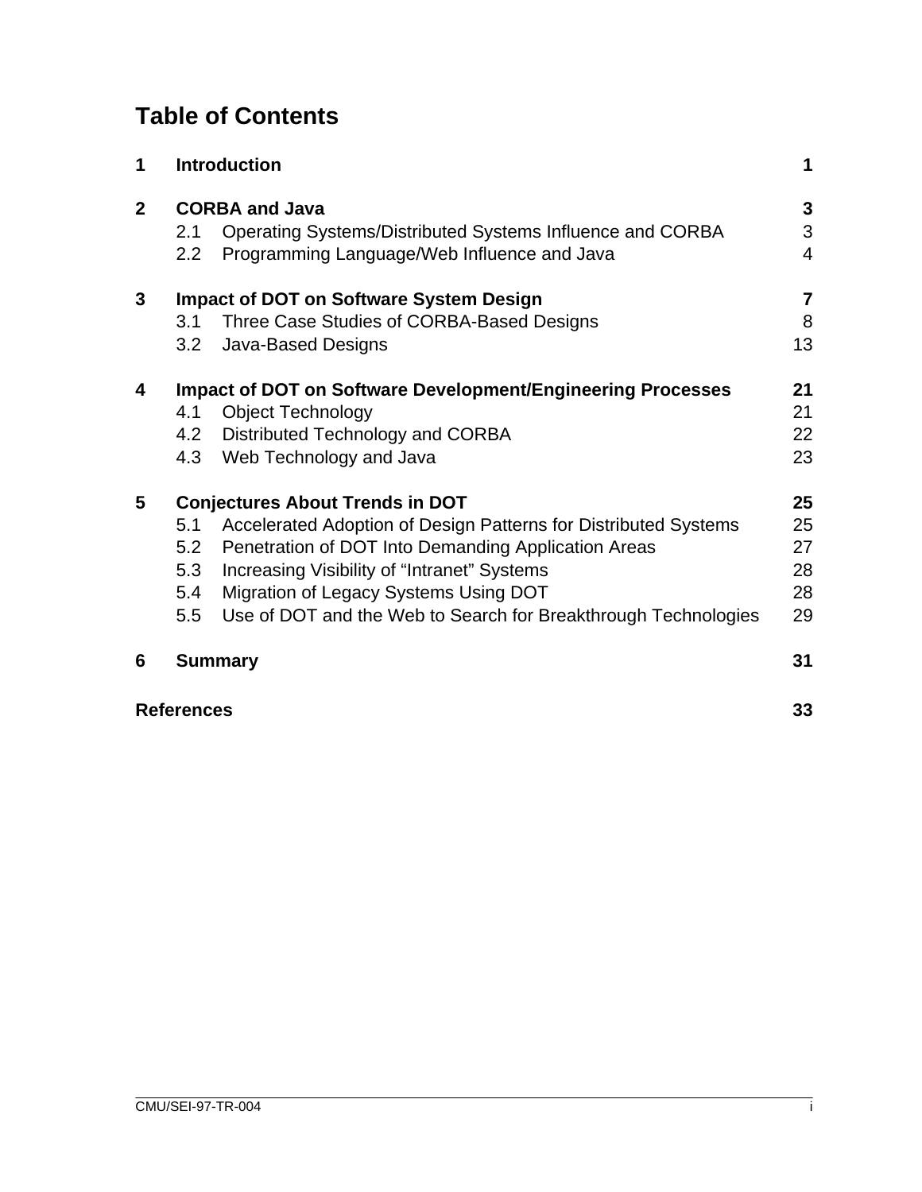# Table of Contents

| | | |
|---|---|---|
| **1** | **Introduction** | **1** |
| **2** | **CORBA and Java** | **3** |
| | 2.1 Operating Systems/Distributed Systems Influence and CORBA | 3 |
| | 2.2 Programming Language/Web Influence and Java | 4 |
| **3** | **Impact of DOT on Software System Design** | **7** |
| | 3.1 Three Case Studies of CORBA-Based Designs | 8 |
| | 3.2 Java-Based Designs | 13 |
| **4** | **Impact of DOT on Software Development/Engineering Processes** | **21** |
| | 4.1 Object Technology | 21 |
| | 4.2 Distributed Technology and CORBA | 22 |
| | 4.3 Web Technology and Java | 23 |
| **5** | **Conjectures About Trends in DOT** | **25** |
| | 5.1 Accelerated Adoption of Design Patterns for Distributed Systems | 25 |
| | 5.2 Penetration of DOT Into Demanding Application Areas | 27 |
| | 5.3 Increasing Visibility of “Intranet” Systems | 28 |
| | 5.4 Migration of Legacy Systems Using DOT | 28 |
| | 5.5 Use of DOT and the Web to Search for Breakthrough Technologies | 29 |
| **6** | **Summary** | **31** |
| **References** | | **33** |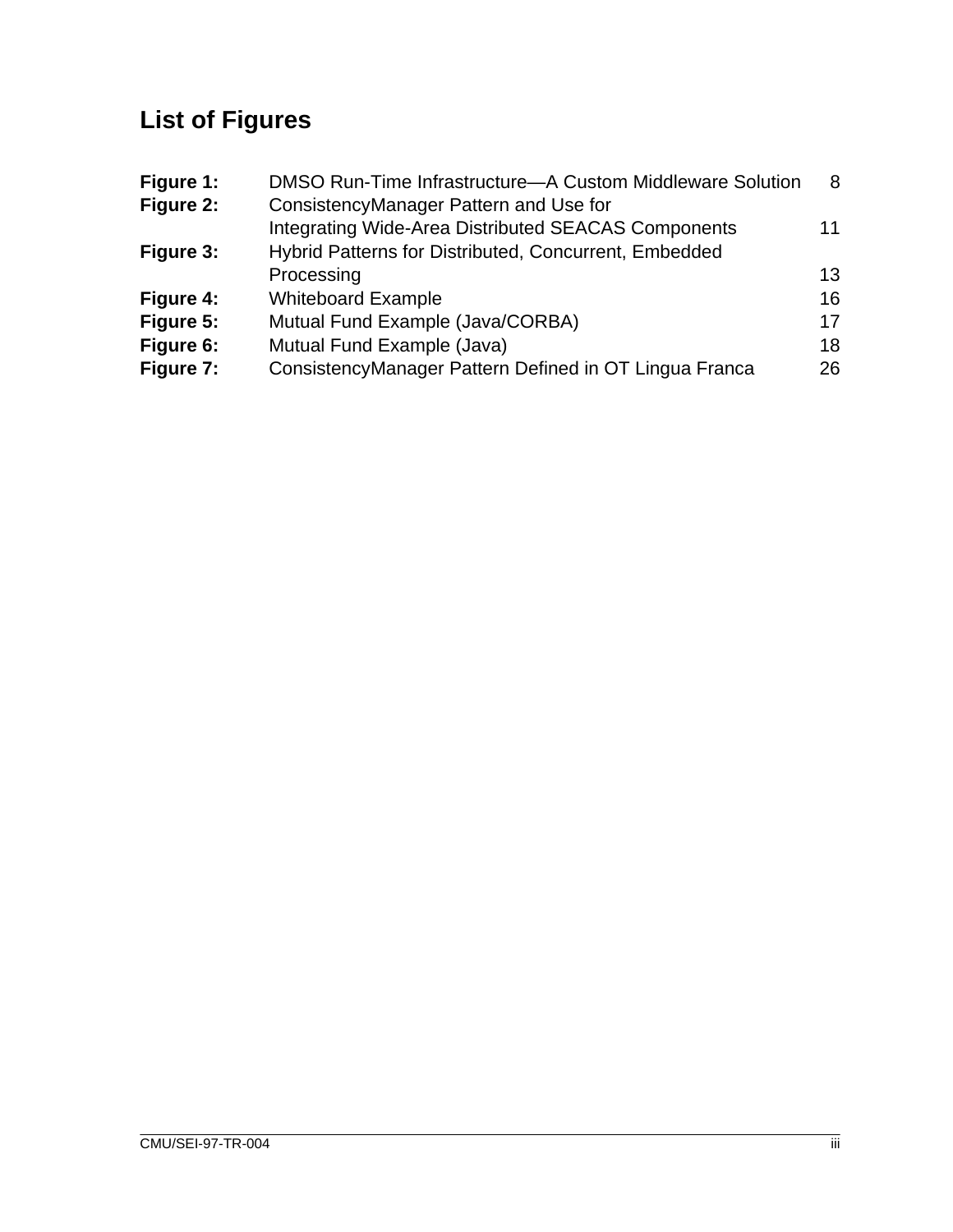## List of Figures

| | | |
|---|---|---|
| **Figure 1:** | DMSO Run-Time Infrastructure—A Custom Middleware Solution | 8 |
| **Figure 2:** | ConsistencyManager Pattern and Use for Integrating Wide-Area Distributed SEACAS Components | 11 |
| **Figure 3:** | Hybrid Patterns for Distributed, Concurrent, Embedded Processing | 13 |
| **Figure 4:** | Whiteboard Example | 16 |
| **Figure 5:** | Mutual Fund Example (Java/CORBA) | 17 |
| **Figure 6:** | Mutual Fund Example (Java) | 18 |
| **Figure 7:** | ConsistencyManager Pattern Defined in OT Lingua Franca | 26 |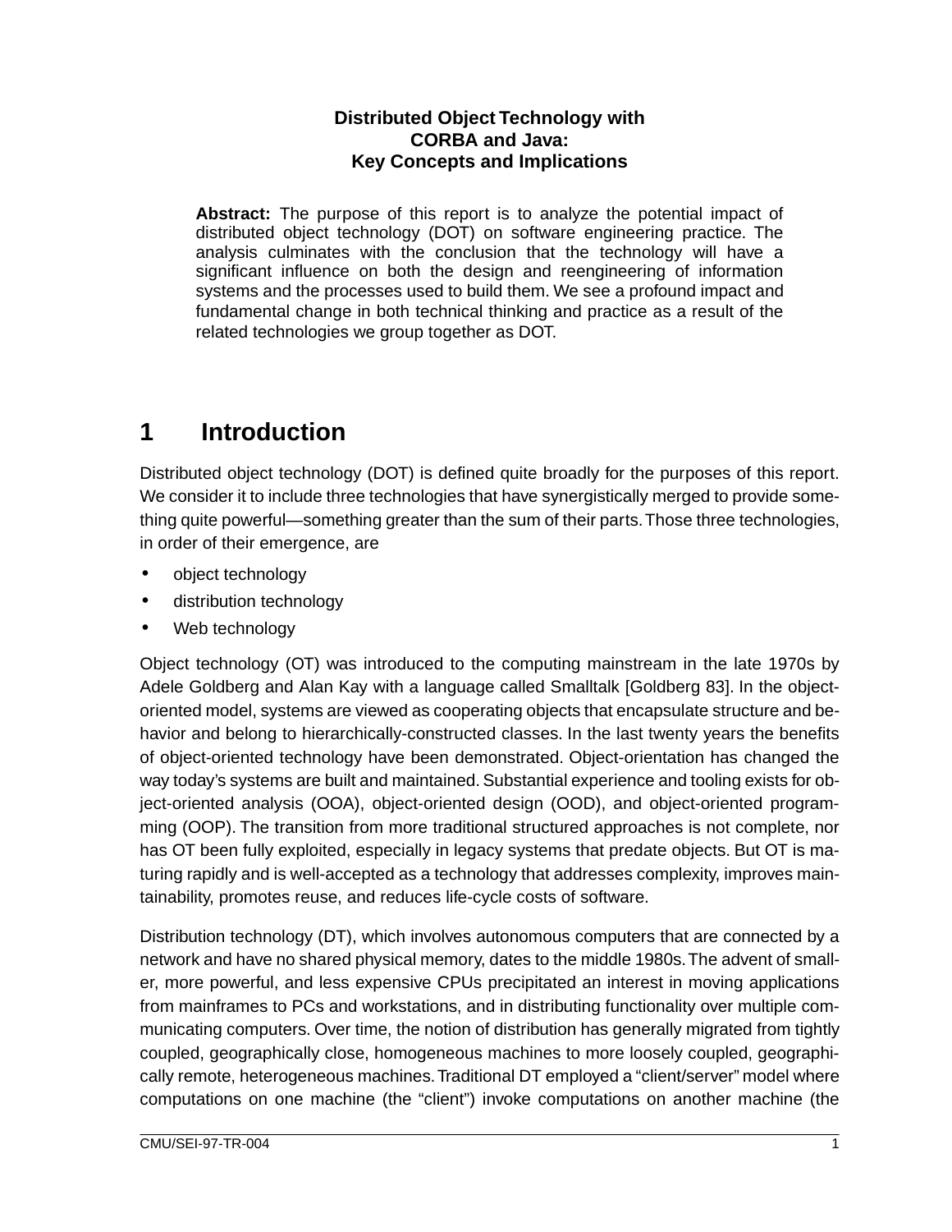# Distributed Object Technology with CORBA and Java: Key Concepts and Implications

**Abstract:** The purpose of this report is to analyze the potential impact of distributed object technology (DOT) on software engineering practice. The analysis culminates with the conclusion that the technology will have a significant influence on both the design and reengineering of information systems and the processes used to build them. We see a profound impact and fundamental change in both technical thinking and practice as a result of the related technologies we group together as DOT.

## 1 Introduction

Distributed object technology (DOT) is defined quite broadly for the purposes of this report. We consider it to include three technologies that have synergistically merged to provide something quite powerful—something greater than the sum of their parts. Those three technologies, in order of their emergence, are

- object technology
- distribution technology
- Web technology

Object technology (OT) was introduced to the computing mainstream in the late 1970s by Adele Goldberg and Alan Kay with a language called Smalltalk [Goldberg 83]. In the object-oriented model, systems are viewed as cooperating objects that encapsulate structure and behavior and belong to hierarchically-constructed classes. In the last twenty years the benefits of object-oriented technology have been demonstrated. Object-orientation has changed the way today's systems are built and maintained. Substantial experience and tooling exists for object-oriented analysis (OOA), object-oriented design (OOD), and object-oriented programming (OOP). The transition from more traditional structured approaches is not complete, nor has OT been fully exploited, especially in legacy systems that predate objects. But OT is maturing rapidly and is well-accepted as a technology that addresses complexity, improves maintainability, promotes reuse, and reduces life-cycle costs of software.

Distribution technology (DT), which involves autonomous computers that are connected by a network and have no shared physical memory, dates to the middle 1980s. The advent of smaller, more powerful, and less expensive CPUs precipitated an interest in moving applications from mainframes to PCs and workstations, and in distributing functionality over multiple communicating computers. Over time, the notion of distribution has generally migrated from tightly coupled, geographically close, homogeneous machines to more loosely coupled, geographically remote, heterogeneous machines. Traditional DT employed a "client/server" model where computations on one machine (the "client") invoke computations on another machine (the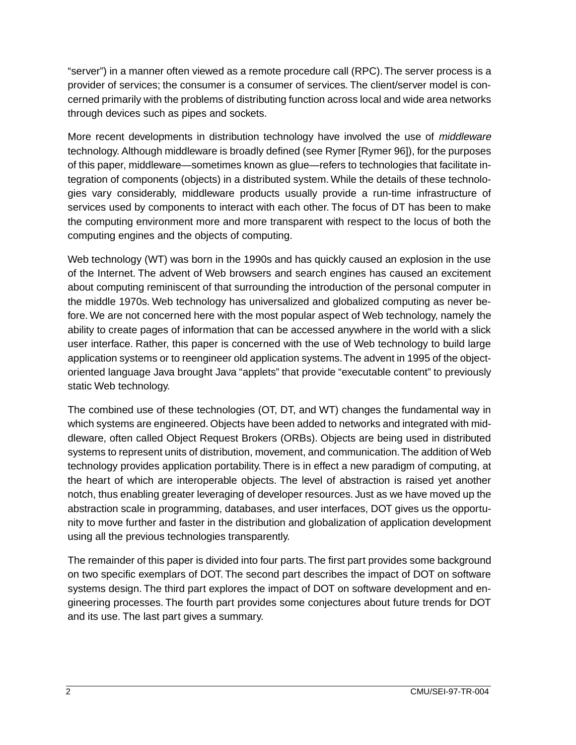"server") in a manner often viewed as a remote procedure call (RPC). The server process is a provider of services; the consumer is a consumer of services. The client/server model is concerned primarily with the problems of distributing function across local and wide area networks through devices such as pipes and sockets.

More recent developments in distribution technology have involved the use of *middleware* technology. Although middleware is broadly defined (see Rymer [Rymer 96]), for the purposes of this paper, middleware—sometimes known as glue—refers to technologies that facilitate integration of components (objects) in a distributed system. While the details of these technologies vary considerably, middleware products usually provide a run-time infrastructure of services used by components to interact with each other. The focus of DT has been to make the computing environment more and more transparent with respect to the locus of both the computing engines and the objects of computing.

Web technology (WT) was born in the 1990s and has quickly caused an explosion in the use of the Internet. The advent of Web browsers and search engines has caused an excitement about computing reminiscent of that surrounding the introduction of the personal computer in the middle 1970s. Web technology has universalized and globalized computing as never before. We are not concerned here with the most popular aspect of Web technology, namely the ability to create pages of information that can be accessed anywhere in the world with a slick user interface. Rather, this paper is concerned with the use of Web technology to build large application systems or to reengineer old application systems. The advent in 1995 of the object-oriented language Java brought Java "applets" that provide "executable content" to previously static Web technology.

The combined use of these technologies (OT, DT, and WT) changes the fundamental way in which systems are engineered. Objects have been added to networks and integrated with middleware, often called Object Request Brokers (ORBs). Objects are being used in distributed systems to represent units of distribution, movement, and communication. The addition of Web technology provides application portability. There is in effect a new paradigm of computing, at the heart of which are interoperable objects. The level of abstraction is raised yet another notch, thus enabling greater leveraging of developer resources. Just as we have moved up the abstraction scale in programming, databases, and user interfaces, DOT gives us the opportunity to move further and faster in the distribution and globalization of application development using all the previous technologies transparently.

The remainder of this paper is divided into four parts. The first part provides some background on two specific exemplars of DOT. The second part describes the impact of DOT on software systems design. The third part explores the impact of DOT on software development and engineering processes. The fourth part provides some conjectures about future trends for DOT and its use. The last part gives a summary.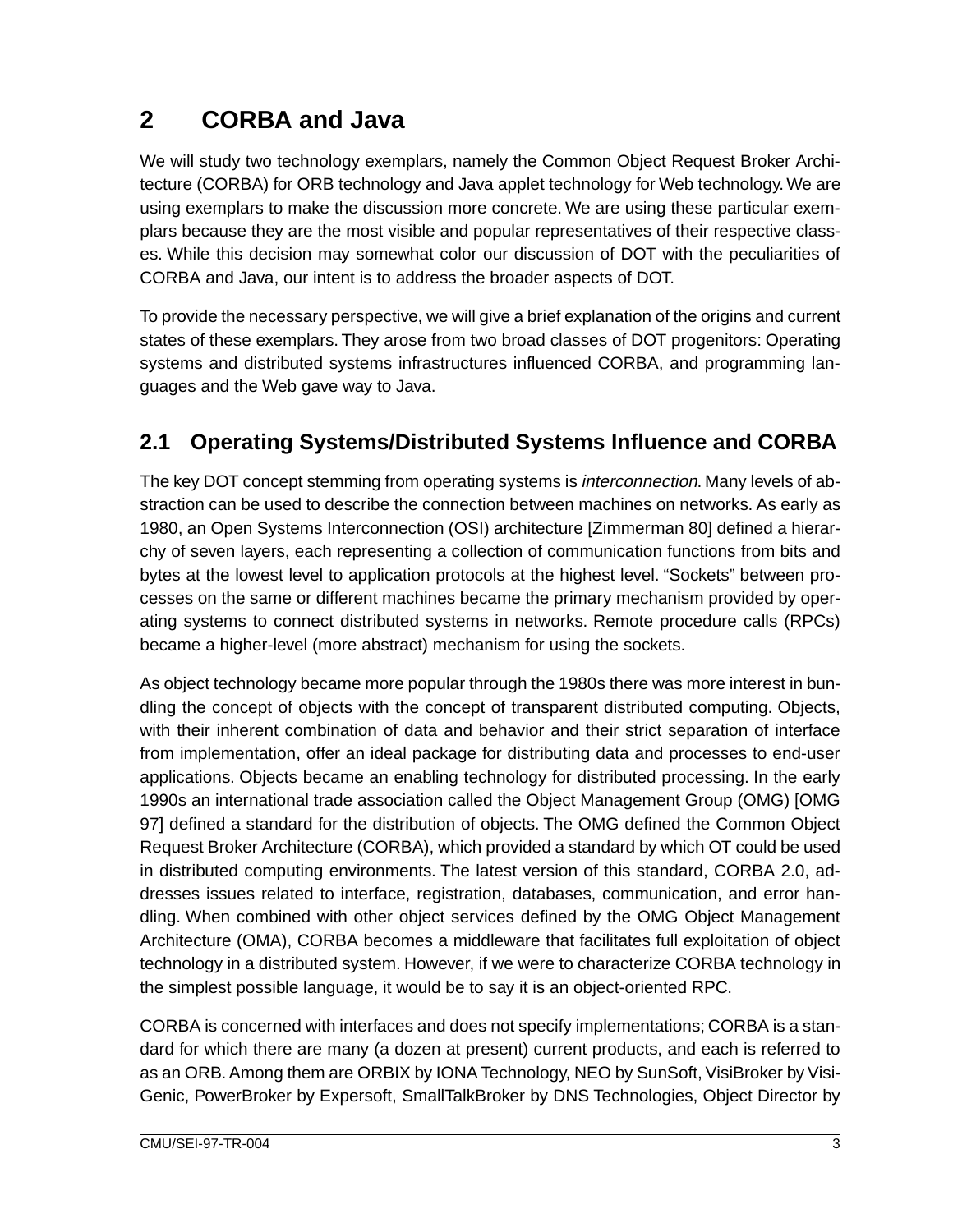# 2 CORBA and Java

We will study two technology exemplars, namely the Common Object Request Broker Architecture (CORBA) for ORB technology and Java applet technology for Web technology. We are using exemplars to make the discussion more concrete. We are using these particular exemplars because they are the most visible and popular representatives of their respective classes. While this decision may somewhat color our discussion of DOT with the peculiarities of CORBA and Java, our intent is to address the broader aspects of DOT.

To provide the necessary perspective, we will give a brief explanation of the origins and current states of these exemplars. They arose from two broad classes of DOT progenitors: Operating systems and distributed systems infrastructures influenced CORBA, and programming languages and the Web gave way to Java.

## 2.1 Operating Systems/Distributed Systems Influence and CORBA

The key DOT concept stemming from operating systems is *interconnection*. Many levels of abstraction can be used to describe the connection between machines on networks. As early as 1980, an Open Systems Interconnection (OSI) architecture [Zimmerman 80] defined a hierarchy of seven layers, each representing a collection of communication functions from bits and bytes at the lowest level to application protocols at the highest level. "Sockets" between processes on the same or different machines became the primary mechanism provided by operating systems to connect distributed systems in networks. Remote procedure calls (RPCs) became a higher-level (more abstract) mechanism for using the sockets.

As object technology became more popular through the 1980s there was more interest in bundling the concept of objects with the concept of transparent distributed computing. Objects, with their inherent combination of data and behavior and their strict separation of interface from implementation, offer an ideal package for distributing data and processes to end-user applications. Objects became an enabling technology for distributed processing. In the early 1990s an international trade association called the Object Management Group (OMG) [OMG 97] defined a standard for the distribution of objects. The OMG defined the Common Object Request Broker Architecture (CORBA), which provided a standard by which OT could be used in distributed computing environments. The latest version of this standard, CORBA 2.0, addresses issues related to interface, registration, databases, communication, and error handling. When combined with other object services defined by the OMG Object Management Architecture (OMA), CORBA becomes a middleware that facilitates full exploitation of object technology in a distributed system. However, if we were to characterize CORBA technology in the simplest possible language, it would be to say it is an object-oriented RPC.

CORBA is concerned with interfaces and does not specify implementations; CORBA is a standard for which there are many (a dozen at present) current products, and each is referred to as an ORB. Among them are ORBIX by IONA Technology, NEO by SunSoft, VisiBroker by VisiGenic, PowerBroker by Expersoft, SmallTalkBroker by DNS Technologies, Object Director by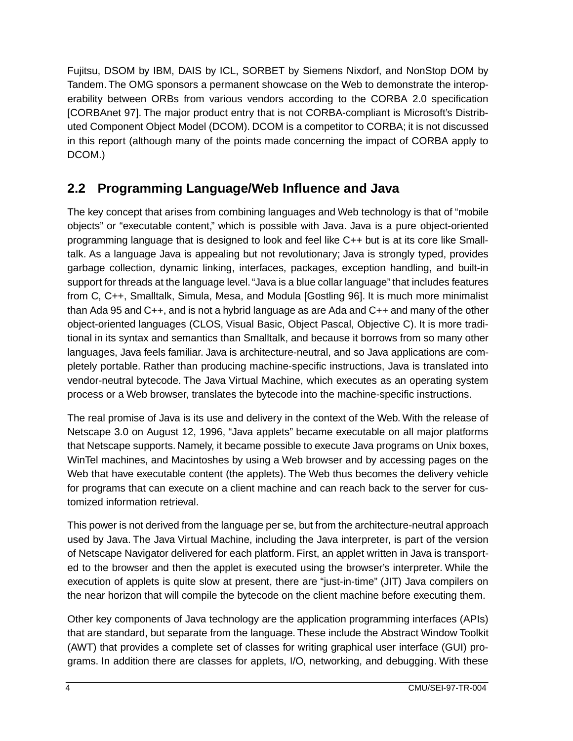Fujitsu, DSOM by IBM, DAIS by ICL, SORBET by Siemens Nixdorf, and NonStop DOM by Tandem. The OMG sponsors a permanent showcase on the Web to demonstrate the interoperability between ORBs from various vendors according to the CORBA 2.0 specification [CORBAnet 97]. The major product entry that is not CORBA-compliant is Microsoft's Distributed Component Object Model (DCOM). DCOM is a competitor to CORBA; it is not discussed in this report (although many of the points made concerning the impact of CORBA apply to DCOM.)

## 2.2 Programming Language/Web Influence and Java

The key concept that arises from combining languages and Web technology is that of "mobile objects" or "executable content," which is possible with Java. Java is a pure object-oriented programming language that is designed to look and feel like C++ but is at its core like Smalltalk. As a language Java is appealing but not revolutionary; Java is strongly typed, provides garbage collection, dynamic linking, interfaces, packages, exception handling, and built-in support for threads at the language level. "Java is a blue collar language" that includes features from C, C++, Smalltalk, Simula, Mesa, and Modula [Gostling 96]. It is much more minimalist than Ada 95 and C++, and is not a hybrid language as are Ada and C++ and many of the other object-oriented languages (CLOS, Visual Basic, Object Pascal, Objective C). It is more traditional in its syntax and semantics than Smalltalk, and because it borrows from so many other languages, Java feels familiar. Java is architecture-neutral, and so Java applications are completely portable. Rather than producing machine-specific instructions, Java is translated into vendor-neutral bytecode. The Java Virtual Machine, which executes as an operating system process or a Web browser, translates the bytecode into the machine-specific instructions.

The real promise of Java is its use and delivery in the context of the Web. With the release of Netscape 3.0 on August 12, 1996, "Java applets" became executable on all major platforms that Netscape supports. Namely, it became possible to execute Java programs on Unix boxes, WinTel machines, and Macintoshes by using a Web browser and by accessing pages on the Web that have executable content (the applets). The Web thus becomes the delivery vehicle for programs that can execute on a client machine and can reach back to the server for customized information retrieval.

This power is not derived from the language per se, but from the architecture-neutral approach used by Java. The Java Virtual Machine, including the Java interpreter, is part of the version of Netscape Navigator delivered for each platform. First, an applet written in Java is transported to the browser and then the applet is executed using the browser's interpreter. While the execution of applets is quite slow at present, there are "just-in-time" (JIT) Java compilers on the near horizon that will compile the bytecode on the client machine before executing them.

Other key components of Java technology are the application programming interfaces (APIs) that are standard, but separate from the language. These include the Abstract Window Toolkit (AWT) that provides a complete set of classes for writing graphical user interface (GUI) programs. In addition there are classes for applets, I/O, networking, and debugging. With these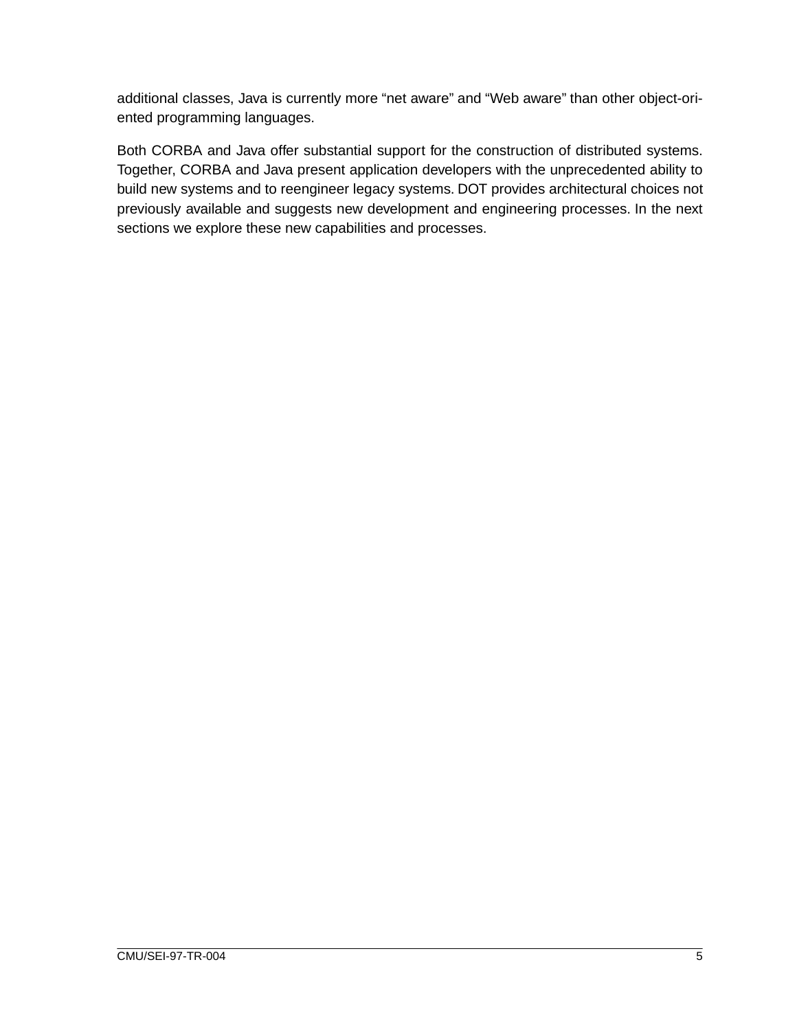additional classes, Java is currently more “net aware” and “Web aware” than other object-oriented programming languages.

Both CORBA and Java offer substantial support for the construction of distributed systems. Together, CORBA and Java present application developers with the unprecedented ability to build new systems and to reengineer legacy systems. DOT provides architectural choices not previously available and suggests new development and engineering processes. In the next sections we explore these new capabilities and processes.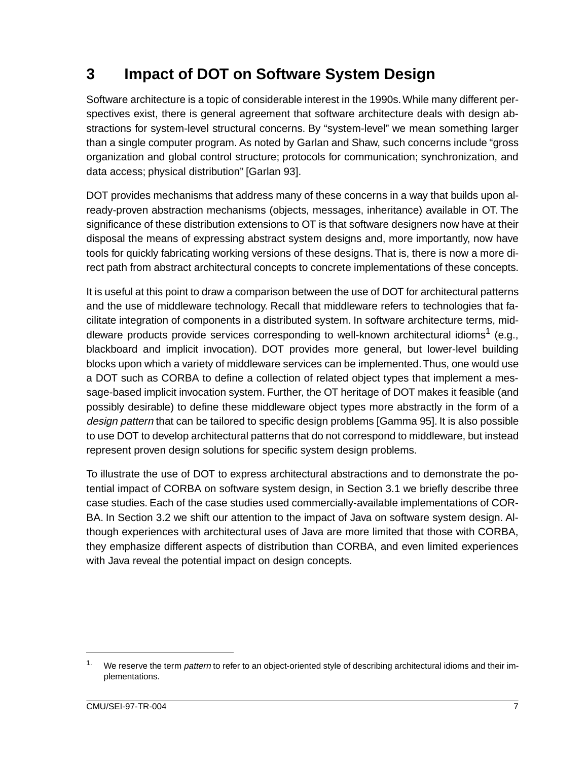# 3 Impact of DOT on Software System Design

Software architecture is a topic of considerable interest in the 1990s. While many different perspectives exist, there is general agreement that software architecture deals with design abstractions for system-level structural concerns. By "system-level" we mean something larger than a single computer program. As noted by Garlan and Shaw, such concerns include "gross organization and global control structure; protocols for communication; synchronization, and data access; physical distribution" [Garlan 93].

DOT provides mechanisms that address many of these concerns in a way that builds upon already-proven abstraction mechanisms (objects, messages, inheritance) available in OT. The significance of these distribution extensions to OT is that software designers now have at their disposal the means of expressing abstract system designs and, more importantly, now have tools for quickly fabricating working versions of these designs. That is, there is now a more direct path from abstract architectural concepts to concrete implementations of these concepts.

It is useful at this point to draw a comparison between the use of DOT for architectural patterns and the use of middleware technology. Recall that middleware refers to technologies that facilitate integration of components in a distributed system. In software architecture terms, middleware products provide services corresponding to well-known architectural idioms[1] (e.g., blackboard and implicit invocation). DOT provides more general, but lower-level building blocks upon which a variety of middleware services can be implemented. Thus, one would use a DOT such as CORBA to define a collection of related object types that implement a message-based implicit invocation system. Further, the OT heritage of DOT makes it feasible (and possibly desirable) to define these middleware object types more abstractly in the form of a *design pattern* that can be tailored to specific design problems [Gamma 95]. It is also possible to use DOT to develop architectural patterns that do not correspond to middleware, but instead represent proven design solutions for specific system design problems.

To illustrate the use of DOT to express architectural abstractions and to demonstrate the potential impact of CORBA on software system design, in Section 3.1 we briefly describe three case studies. Each of the case studies used commercially-available implementations of CORBA. In Section 3.2 we shift our attention to the impact of Java on software system design. Although experiences with architectural uses of Java are more limited that those with CORBA, they emphasize different aspects of distribution than CORBA, and even limited experiences with Java reveal the potential impact on design concepts.

---

1. We reserve the term *pattern* to refer to an object-oriented style of describing architectural idioms and their implementations.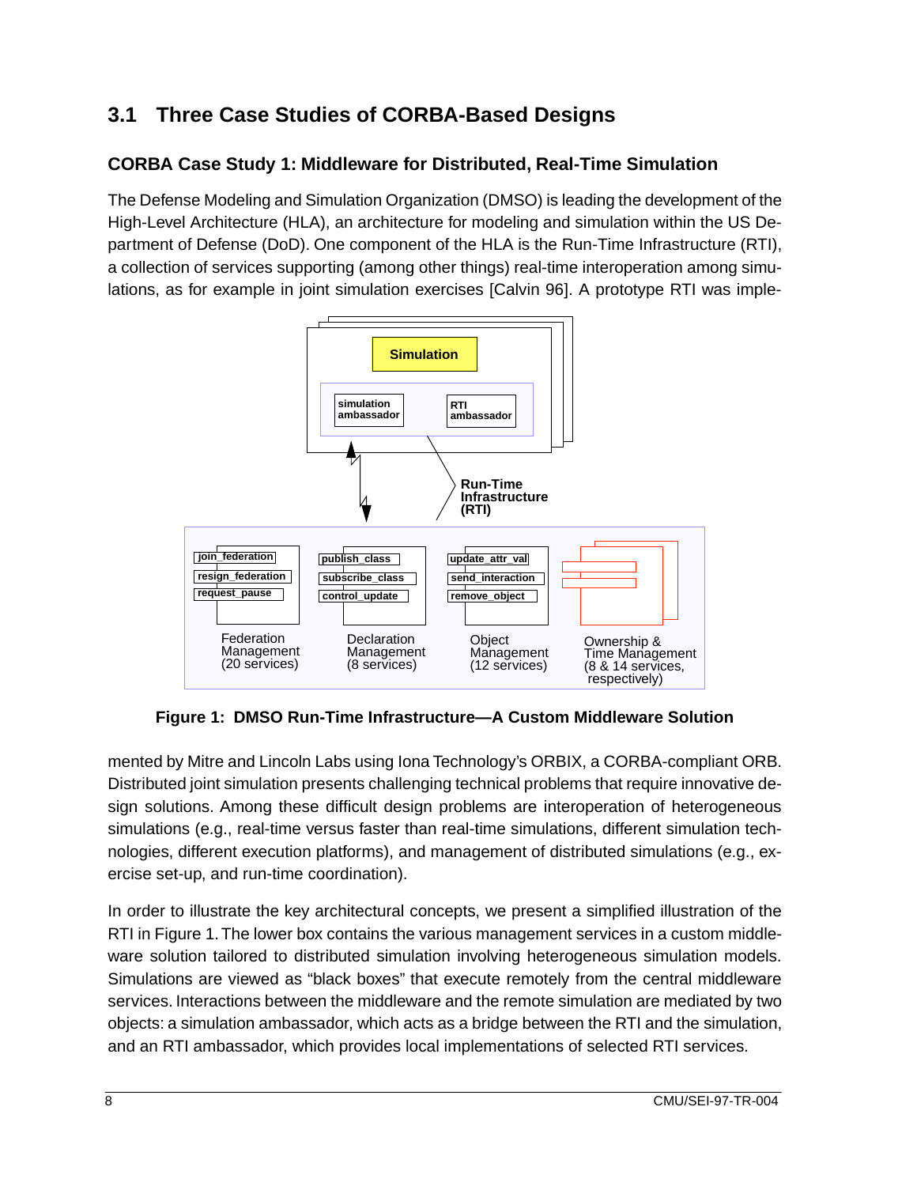## 3.1 Three Case Studies of CORBA-Based Designs

### CORBA Case Study 1: Middleware for Distributed, Real-Time Simulation

The Defense Modeling and Simulation Organization (DMSO) is leading the development of the High-Level Architecture (HLA), an architecture for modeling and simulation within the US Department of Defense (DoD). One component of the HLA is the Run-Time Infrastructure (RTI), a collection of services supporting (among other things) real-time interoperation among simulations, as for example in joint simulation exercises [Calvin 96]. A prototype RTI was implemented by Mitre and Lincoln Labs using Iona Technology's ORBIX, a CORBA-compliant ORB. Distributed joint simulation presents challenging technical problems that require innovative design solutions. Among these difficult design problems are interoperation of heterogeneous simulations (e.g., real-time versus faster than real-time simulations, different simulation technologies, different execution platforms), and management of distributed simulations (e.g., exercise set-up, and run-time coordination).

**Figure 1: DMSO Run-Time Infrastructure—A Custom Middleware Solution**

In order to illustrate the key architectural concepts, we present a simplified illustration of the RTI in Figure 1. The lower box contains the various management services in a custom middleware solution tailored to distributed simulation involving heterogeneous simulation models. Simulations are viewed as "black boxes" that execute remotely from the central middleware services. Interactions between the middleware and the remote simulation are mediated by two objects: a simulation ambassador, which acts as a bridge between the RTI and the simulation, and an RTI ambassador, which provides local implementations of selected RTI services.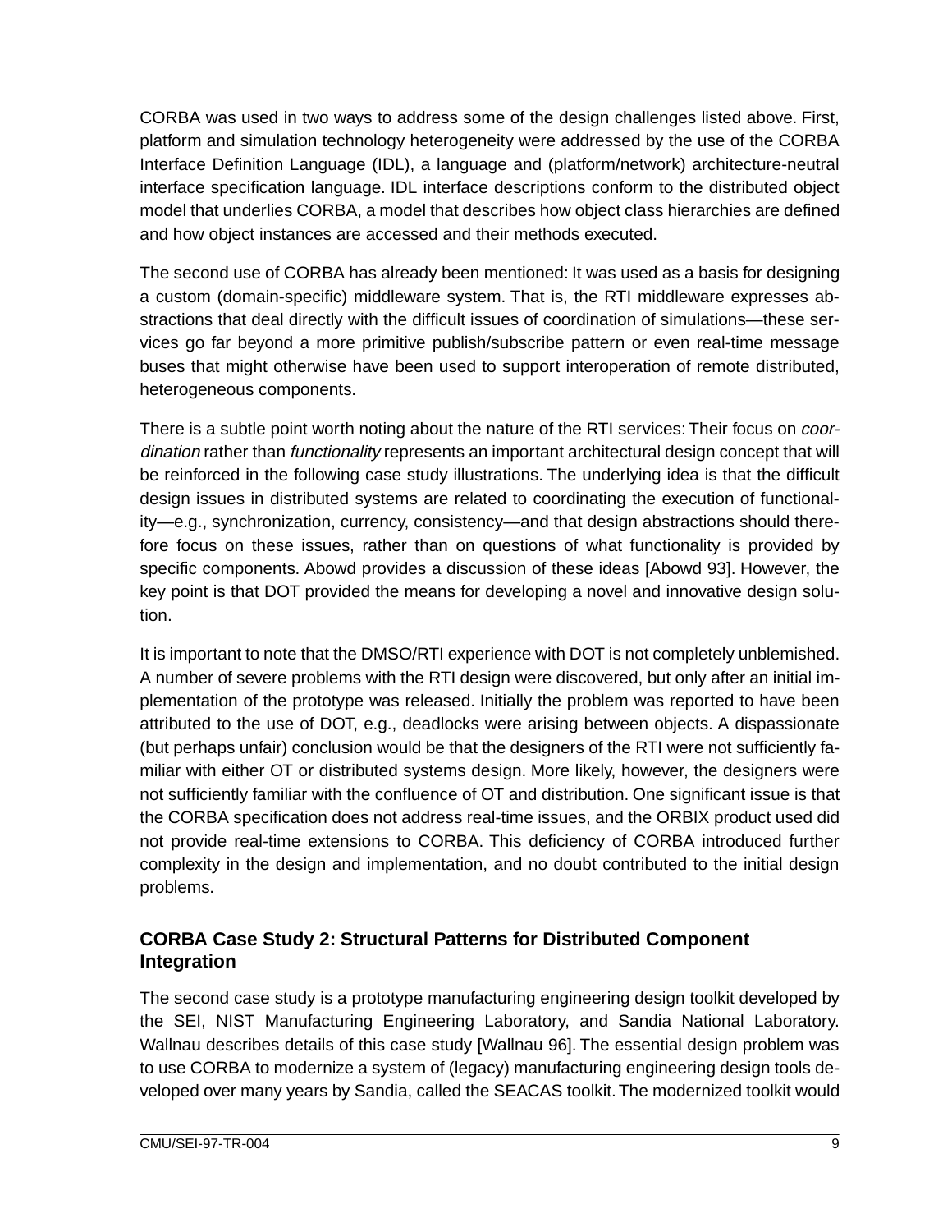CORBA was used in two ways to address some of the design challenges listed above. First, platform and simulation technology heterogeneity were addressed by the use of the CORBA Interface Definition Language (IDL), a language and (platform/network) architecture-neutral interface specification language. IDL interface descriptions conform to the distributed object model that underlies CORBA, a model that describes how object class hierarchies are defined and how object instances are accessed and their methods executed.

The second use of CORBA has already been mentioned: It was used as a basis for designing a custom (domain-specific) middleware system. That is, the RTI middleware expresses abstractions that deal directly with the difficult issues of coordination of simulations—these services go far beyond a more primitive publish/subscribe pattern or even real-time message buses that might otherwise have been used to support interoperation of remote distributed, heterogeneous components.

There is a subtle point worth noting about the nature of the RTI services: Their focus on *coordination* rather than *functionality* represents an important architectural design concept that will be reinforced in the following case study illustrations. The underlying idea is that the difficult design issues in distributed systems are related to coordinating the execution of functionality—e.g., synchronization, currency, consistency—and that design abstractions should therefore focus on these issues, rather than on questions of what functionality is provided by specific components. Abowd provides a discussion of these ideas [Abowd 93]. However, the key point is that DOT provided the means for developing a novel and innovative design solution.

It is important to note that the DMSO/RTI experience with DOT is not completely unblemished. A number of severe problems with the RTI design were discovered, but only after an initial implementation of the prototype was released. Initially the problem was reported to have been attributed to the use of DOT, e.g., deadlocks were arising between objects. A dispassionate (but perhaps unfair) conclusion would be that the designers of the RTI were not sufficiently familiar with either OT or distributed systems design. More likely, however, the designers were not sufficiently familiar with the confluence of OT and distribution. One significant issue is that the CORBA specification does not address real-time issues, and the ORBIX product used did not provide real-time extensions to CORBA. This deficiency of CORBA introduced further complexity in the design and implementation, and no doubt contributed to the initial design problems.

### CORBA Case Study 2: Structural Patterns for Distributed Component Integration

The second case study is a prototype manufacturing engineering design toolkit developed by the SEI, NIST Manufacturing Engineering Laboratory, and Sandia National Laboratory. Wallnau describes details of this case study [Wallnau 96]. The essential design problem was to use CORBA to modernize a system of (legacy) manufacturing engineering design tools developed over many years by Sandia, called the SEACAS toolkit. The modernized toolkit would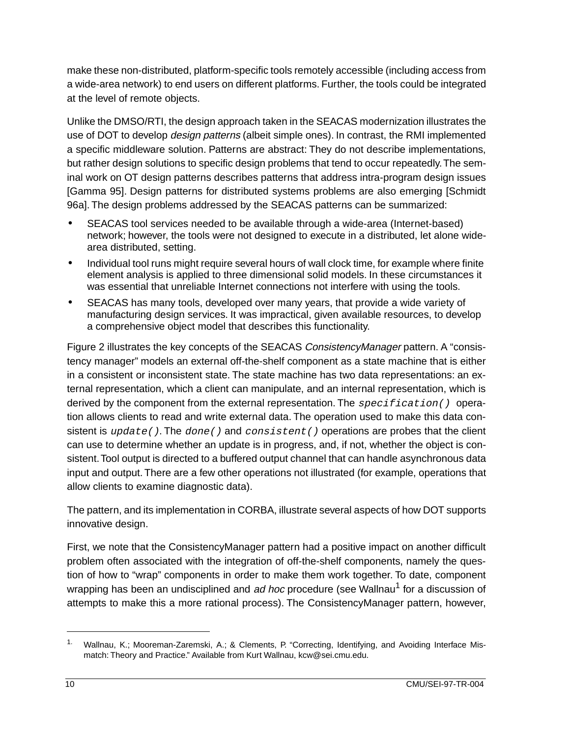make these non-distributed, platform-specific tools remotely accessible (including access from a wide-area network) to end users on different platforms. Further, the tools could be integrated at the level of remote objects.

Unlike the DMSO/RTI, the design approach taken in the SEACAS modernization illustrates the use of DOT to develop *design patterns* (albeit simple ones). In contrast, the RMI implemented a specific middleware solution. Patterns are abstract: They do not describe implementations, but rather design solutions to specific design problems that tend to occur repeatedly. The seminal work on OT design patterns describes patterns that address intra-program design issues [Gamma 95]. Design patterns for distributed systems problems are also emerging [Schmidt 96a]. The design problems addressed by the SEACAS patterns can be summarized:

- SEACAS tool services needed to be available through a wide-area (Internet-based) network; however, the tools were not designed to execute in a distributed, let alone wide-area distributed, setting.
- Individual tool runs might require several hours of wall clock time, for example where finite element analysis is applied to three dimensional solid models. In these circumstances it was essential that unreliable Internet connections not interfere with using the tools.
- SEACAS has many tools, developed over many years, that provide a wide variety of manufacturing design services. It was impractical, given available resources, to develop a comprehensive object model that describes this functionality.

Figure 2 illustrates the key concepts of the SEACAS *ConsistencyManager* pattern. A "consistency manager" models an external off-the-shelf component as a state machine that is either in a consistent or inconsistent state. The state machine has two data representations: an external representation, which a client can manipulate, and an internal representation, which is derived by the component from the external representation. The `specification()` operation allows clients to read and write external data. The operation used to make this data consistent is `update()`. The `done()` and `consistent()` operations are probes that the client can use to determine whether an update is in progress, and, if not, whether the object is consistent. Tool output is directed to a buffered output channel that can handle asynchronous data input and output. There are a few other operations not illustrated (for example, operations that allow clients to examine diagnostic data).

The pattern, and its implementation in CORBA, illustrate several aspects of how DOT supports innovative design.

First, we note that the ConsistencyManager pattern had a positive impact on another difficult problem often associated with the integration of off-the-shelf components, namely the question of how to "wrap" components in order to make them work together. To date, component wrapping has been an undisciplined and *ad hoc* procedure (see Wallnau[1] for a discussion of attempts to make this a more rational process). The ConsistencyManager pattern, however,

---

[1] Wallnau, K.; Mooreman-Zaremski, A.; & Clements, P. "Correcting, Identifying, and Avoiding Interface Mismatch: Theory and Practice." Available from Kurt Wallnau, kcw@sei.cmu.edu.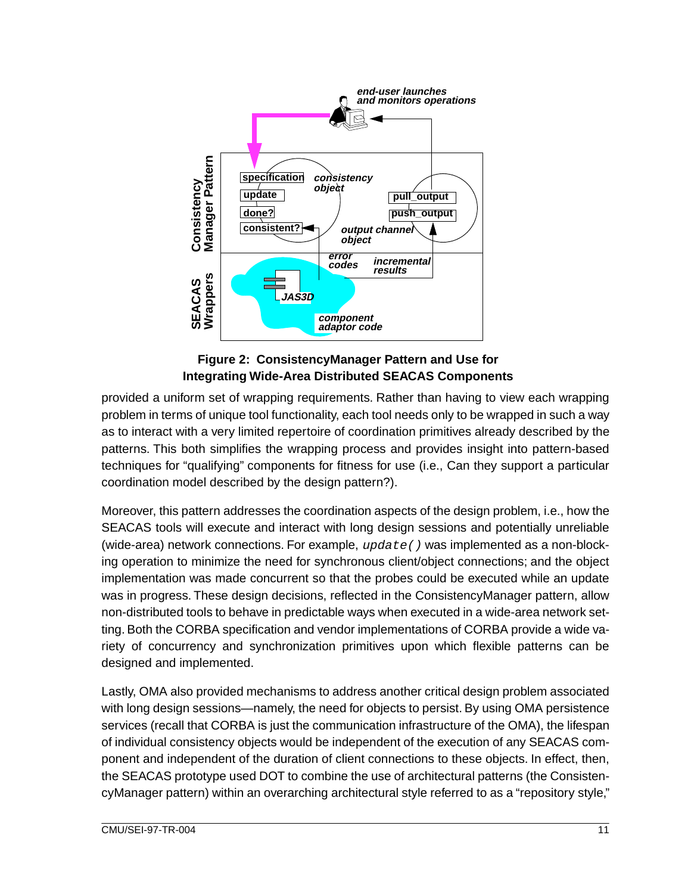**Figure 2: ConsistencyManager Pattern and Use for Integrating Wide-Area Distributed SEACAS Components**

provided a uniform set of wrapping requirements. Rather than having to view each wrapping problem in terms of unique tool functionality, each tool needs only to be wrapped in such a way as to interact with a very limited repertoire of coordination primitives already described by the patterns. This both simplifies the wrapping process and provides insight into pattern-based techniques for "qualifying" components for fitness for use (i.e., Can they support a particular coordination model described by the design pattern?).

Moreover, this pattern addresses the coordination aspects of the design problem, i.e., how the SEACAS tools will execute and interact with long design sessions and potentially unreliable (wide-area) network connections. For example, *update()* was implemented as a non-blocking operation to minimize the need for synchronous client/object connections; and the object implementation was made concurrent so that the probes could be executed while an update was in progress. These design decisions, reflected in the ConsistencyManager pattern, allow non-distributed tools to behave in predictable ways when executed in a wide-area network setting. Both the CORBA specification and vendor implementations of CORBA provide a wide variety of concurrency and synchronization primitives upon which flexible patterns can be designed and implemented.

Lastly, OMA also provided mechanisms to address another critical design problem associated with long design sessions—namely, the need for objects to persist. By using OMA persistence services (recall that CORBA is just the communication infrastructure of the OMA), the lifespan of individual consistency objects would be independent of the execution of any SEACAS component and independent of the duration of client connections to these objects. In effect, then, the SEACAS prototype used DOT to combine the use of architectural patterns (the ConsistencyManager pattern) within an overarching architectural style referred to as a "repository style,"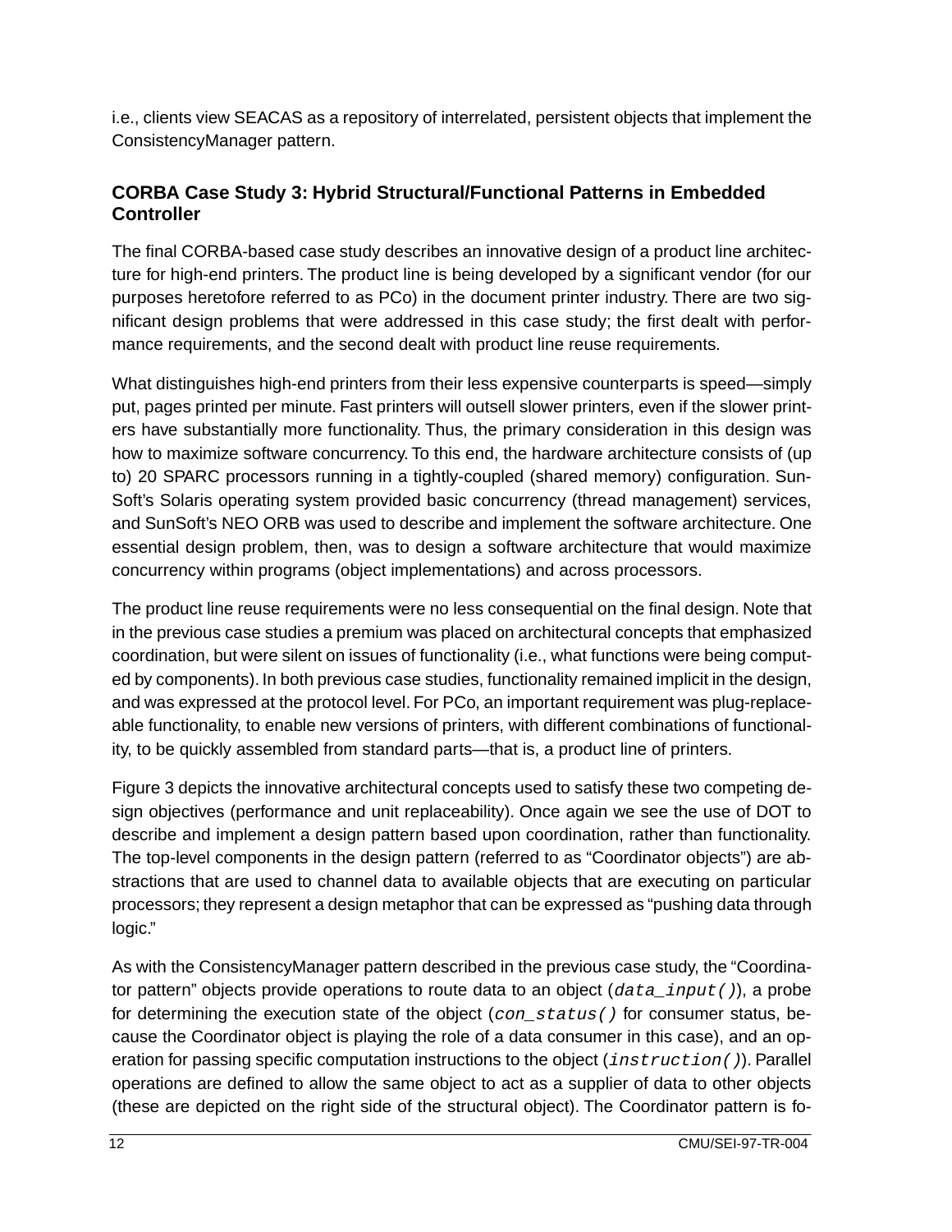i.e., clients view SEACAS as a repository of interrelated, persistent objects that implement the ConsistencyManager pattern.

### CORBA Case Study 3: Hybrid Structural/Functional Patterns in Embedded Controller

The final CORBA-based case study describes an innovative design of a product line architecture for high-end printers. The product line is being developed by a significant vendor (for our purposes heretofore referred to as PCo) in the document printer industry. There are two significant design problems that were addressed in this case study; the first dealt with performance requirements, and the second dealt with product line reuse requirements.

What distinguishes high-end printers from their less expensive counterparts is speed—simply put, pages printed per minute. Fast printers will outsell slower printers, even if the slower printers have substantially more functionality. Thus, the primary consideration in this design was how to maximize software concurrency. To this end, the hardware architecture consists of (up to) 20 SPARC processors running in a tightly-coupled (shared memory) configuration. SunSoft's Solaris operating system provided basic concurrency (thread management) services, and SunSoft's NEO ORB was used to describe and implement the software architecture. One essential design problem, then, was to design a software architecture that would maximize concurrency within programs (object implementations) and across processors.

The product line reuse requirements were no less consequential on the final design. Note that in the previous case studies a premium was placed on architectural concepts that emphasized coordination, but were silent on issues of functionality (i.e., what functions were being computed by components). In both previous case studies, functionality remained implicit in the design, and was expressed at the protocol level. For PCo, an important requirement was plug-replaceable functionality, to enable new versions of printers, with different combinations of functionality, to be quickly assembled from standard parts—that is, a product line of printers.

Figure 3 depicts the innovative architectural concepts used to satisfy these two competing design objectives (performance and unit replaceability). Once again we see the use of DOT to describe and implement a design pattern based upon coordination, rather than functionality. The top-level components in the design pattern (referred to as "Coordinator objects") are abstractions that are used to channel data to available objects that are executing on particular processors; they represent a design metaphor that can be expressed as "pushing data through logic."

As with the ConsistencyManager pattern described in the previous case study, the "Coordinator pattern" objects provide operations to route data to an object (*data_input()*), a probe for determining the execution state of the object (*con_status()* for consumer status, because the Coordinator object is playing the role of a data consumer in this case), and an operation for passing specific computation instructions to the object (*instruction()*). Parallel operations are defined to allow the same object to act as a supplier of data to other objects (these are depicted on the right side of the structural object). The Coordinator pattern is fo-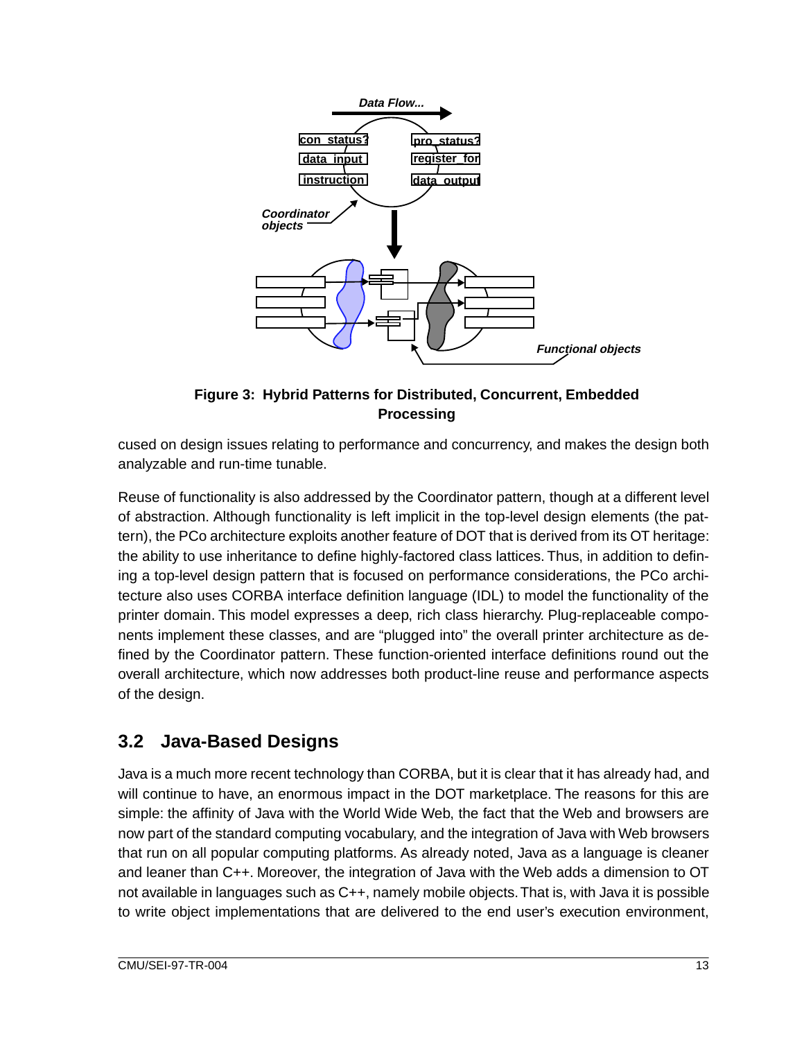**Figure 3: Hybrid Patterns for Distributed, Concurrent, Embedded Processing**

cused on design issues relating to performance and concurrency, and makes the design both analyzable and run-time tunable.

Reuse of functionality is also addressed by the Coordinator pattern, though at a different level of abstraction. Although functionality is left implicit in the top-level design elements (the pattern), the PCo architecture exploits another feature of DOT that is derived from its OT heritage: the ability to use inheritance to define highly-factored class lattices. Thus, in addition to defining a top-level design pattern that is focused on performance considerations, the PCo architecture also uses CORBA interface definition language (IDL) to model the functionality of the printer domain. This model expresses a deep, rich class hierarchy. Plug-replaceable components implement these classes, and are "plugged into" the overall printer architecture as defined by the Coordinator pattern. These function-oriented interface definitions round out the overall architecture, which now addresses both product-line reuse and performance aspects of the design.

## 3.2 Java-Based Designs

Java is a much more recent technology than CORBA, but it is clear that it has already had, and will continue to have, an enormous impact in the DOT marketplace. The reasons for this are simple: the affinity of Java with the World Wide Web, the fact that the Web and browsers are now part of the standard computing vocabulary, and the integration of Java with Web browsers that run on all popular computing platforms. As already noted, Java as a language is cleaner and leaner than C++. Moreover, the integration of Java with the Web adds a dimension to OT not available in languages such as C++, namely mobile objects. That is, with Java it is possible to write object implementations that are delivered to the end user's execution environment,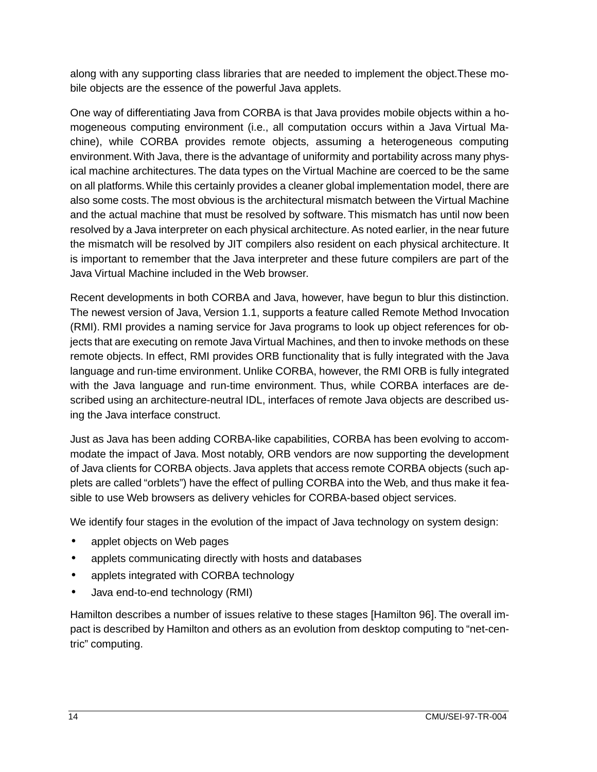along with any supporting class libraries that are needed to implement the object.These mobile objects are the essence of the powerful Java applets.

One way of differentiating Java from CORBA is that Java provides mobile objects within a homogeneous computing environment (i.e., all computation occurs within a Java Virtual Machine), while CORBA provides remote objects, assuming a heterogeneous computing environment. With Java, there is the advantage of uniformity and portability across many physical machine architectures. The data types on the Virtual Machine are coerced to be the same on all platforms. While this certainly provides a cleaner global implementation model, there are also some costs. The most obvious is the architectural mismatch between the Virtual Machine and the actual machine that must be resolved by software. This mismatch has until now been resolved by a Java interpreter on each physical architecture. As noted earlier, in the near future the mismatch will be resolved by JIT compilers also resident on each physical architecture. It is important to remember that the Java interpreter and these future compilers are part of the Java Virtual Machine included in the Web browser.

Recent developments in both CORBA and Java, however, have begun to blur this distinction. The newest version of Java, Version 1.1, supports a feature called Remote Method Invocation (RMI). RMI provides a naming service for Java programs to look up object references for objects that are executing on remote Java Virtual Machines, and then to invoke methods on these remote objects. In effect, RMI provides ORB functionality that is fully integrated with the Java language and run-time environment. Unlike CORBA, however, the RMI ORB is fully integrated with the Java language and run-time environment. Thus, while CORBA interfaces are described using an architecture-neutral IDL, interfaces of remote Java objects are described using the Java interface construct.

Just as Java has been adding CORBA-like capabilities, CORBA has been evolving to accommodate the impact of Java. Most notably, ORB vendors are now supporting the development of Java clients for CORBA objects. Java applets that access remote CORBA objects (such applets are called “orblets”) have the effect of pulling CORBA into the Web, and thus make it feasible to use Web browsers as delivery vehicles for CORBA-based object services.

We identify four stages in the evolution of the impact of Java technology on system design:

- applet objects on Web pages
- applets communicating directly with hosts and databases
- applets integrated with CORBA technology
- Java end-to-end technology (RMI)

Hamilton describes a number of issues relative to these stages [Hamilton 96]. The overall impact is described by Hamilton and others as an evolution from desktop computing to “net-centric” computing.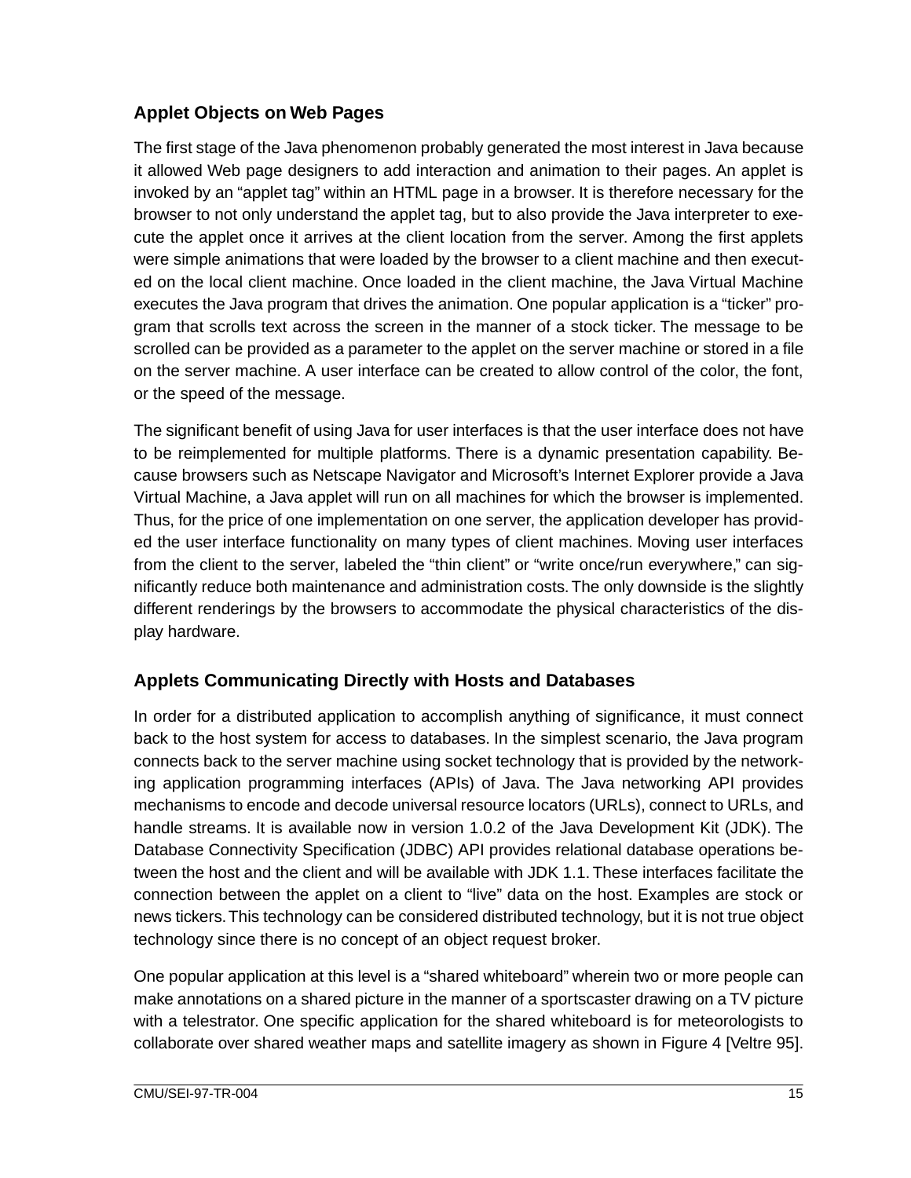## Applet Objects on Web Pages

The first stage of the Java phenomenon probably generated the most interest in Java because it allowed Web page designers to add interaction and animation to their pages. An applet is invoked by an "applet tag" within an HTML page in a browser. It is therefore necessary for the browser to not only understand the applet tag, but to also provide the Java interpreter to execute the applet once it arrives at the client location from the server. Among the first applets were simple animations that were loaded by the browser to a client machine and then executed on the local client machine. Once loaded in the client machine, the Java Virtual Machine executes the Java program that drives the animation. One popular application is a "ticker" program that scrolls text across the screen in the manner of a stock ticker. The message to be scrolled can be provided as a parameter to the applet on the server machine or stored in a file on the server machine. A user interface can be created to allow control of the color, the font, or the speed of the message.

The significant benefit of using Java for user interfaces is that the user interface does not have to be reimplemented for multiple platforms. There is a dynamic presentation capability. Because browsers such as Netscape Navigator and Microsoft's Internet Explorer provide a Java Virtual Machine, a Java applet will run on all machines for which the browser is implemented. Thus, for the price of one implementation on one server, the application developer has provided the user interface functionality on many types of client machines. Moving user interfaces from the client to the server, labeled the "thin client" or "write once/run everywhere," can significantly reduce both maintenance and administration costs. The only downside is the slightly different renderings by the browsers to accommodate the physical characteristics of the display hardware.

## Applets Communicating Directly with Hosts and Databases

In order for a distributed application to accomplish anything of significance, it must connect back to the host system for access to databases. In the simplest scenario, the Java program connects back to the server machine using socket technology that is provided by the networking application programming interfaces (APIs) of Java. The Java networking API provides mechanisms to encode and decode universal resource locators (URLs), connect to URLs, and handle streams. It is available now in version 1.0.2 of the Java Development Kit (JDK). The Database Connectivity Specification (JDBC) API provides relational database operations between the host and the client and will be available with JDK 1.1. These interfaces facilitate the connection between the applet on a client to "live" data on the host. Examples are stock or news tickers. This technology can be considered distributed technology, but it is not true object technology since there is no concept of an object request broker.

One popular application at this level is a "shared whiteboard" wherein two or more people can make annotations on a shared picture in the manner of a sportscaster drawing on a TV picture with a telestrator. One specific application for the shared whiteboard is for meteorologists to collaborate over shared weather maps and satellite imagery as shown in Figure 4 [Veltre 95].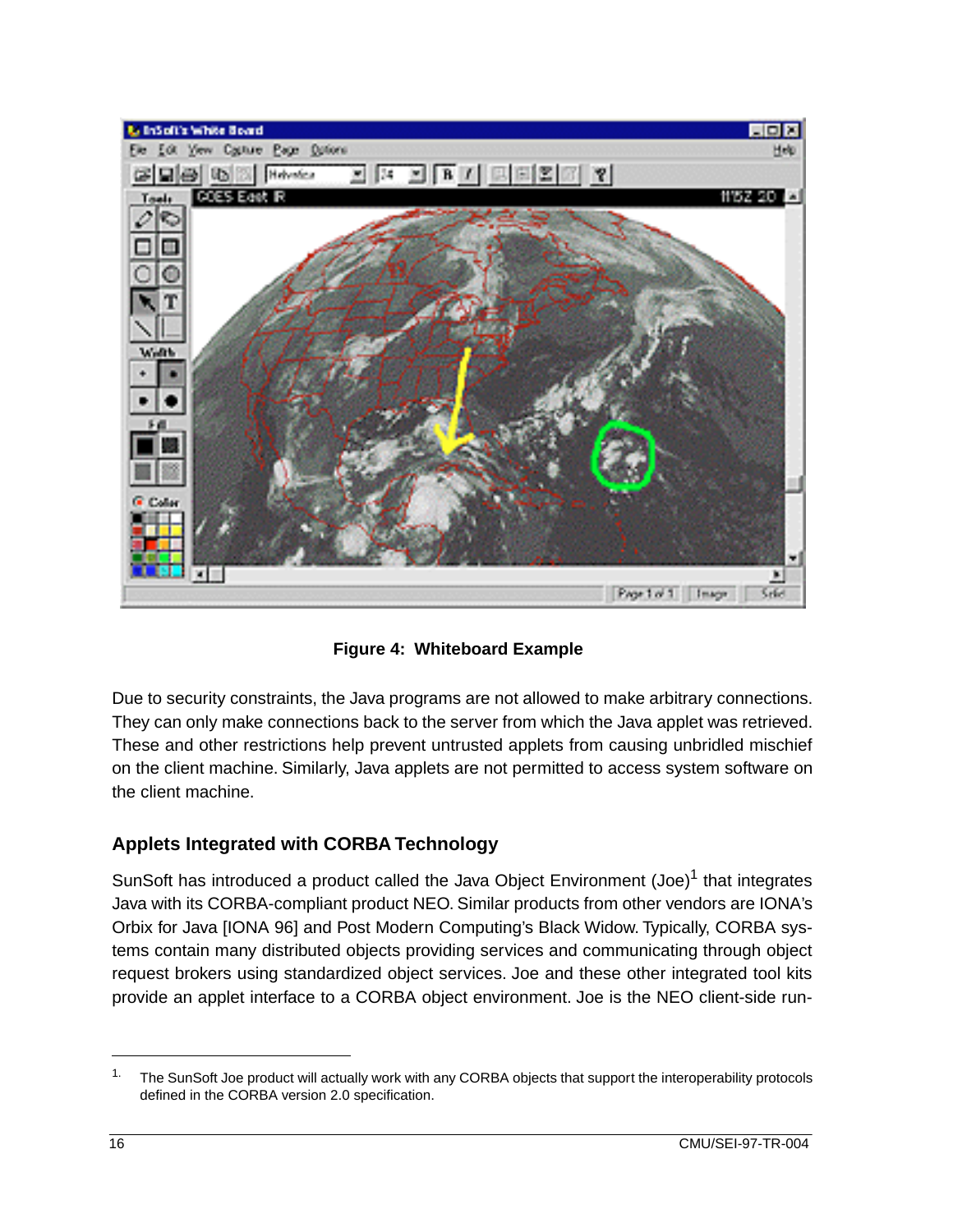Figure 4: Whiteboard Example

Due to security constraints, the Java programs are not allowed to make arbitrary connections. They can only make connections back to the server from which the Java applet was retrieved. These and other restrictions help prevent untrusted applets from causing unbridled mischief on the client machine. Similarly, Java applets are not permitted to access system software on the client machine.

## Applets Integrated with CORBA Technology

SunSoft has introduced a product called the Java Object Environment (Joe)[1] that integrates Java with its CORBA-compliant product NEO. Similar products from other vendors are IONA's Orbix for Java [IONA 96] and Post Modern Computing's Black Widow. Typically, CORBA systems contain many distributed objects providing services and communicating through object request brokers using standardized object services. Joe and these other integrated tool kits provide an applet interface to a CORBA object environment. Joe is the NEO client-side run-

1. The SunSoft Joe product will actually work with any CORBA objects that support the interoperability protocols defined in the CORBA version 2.0 specification.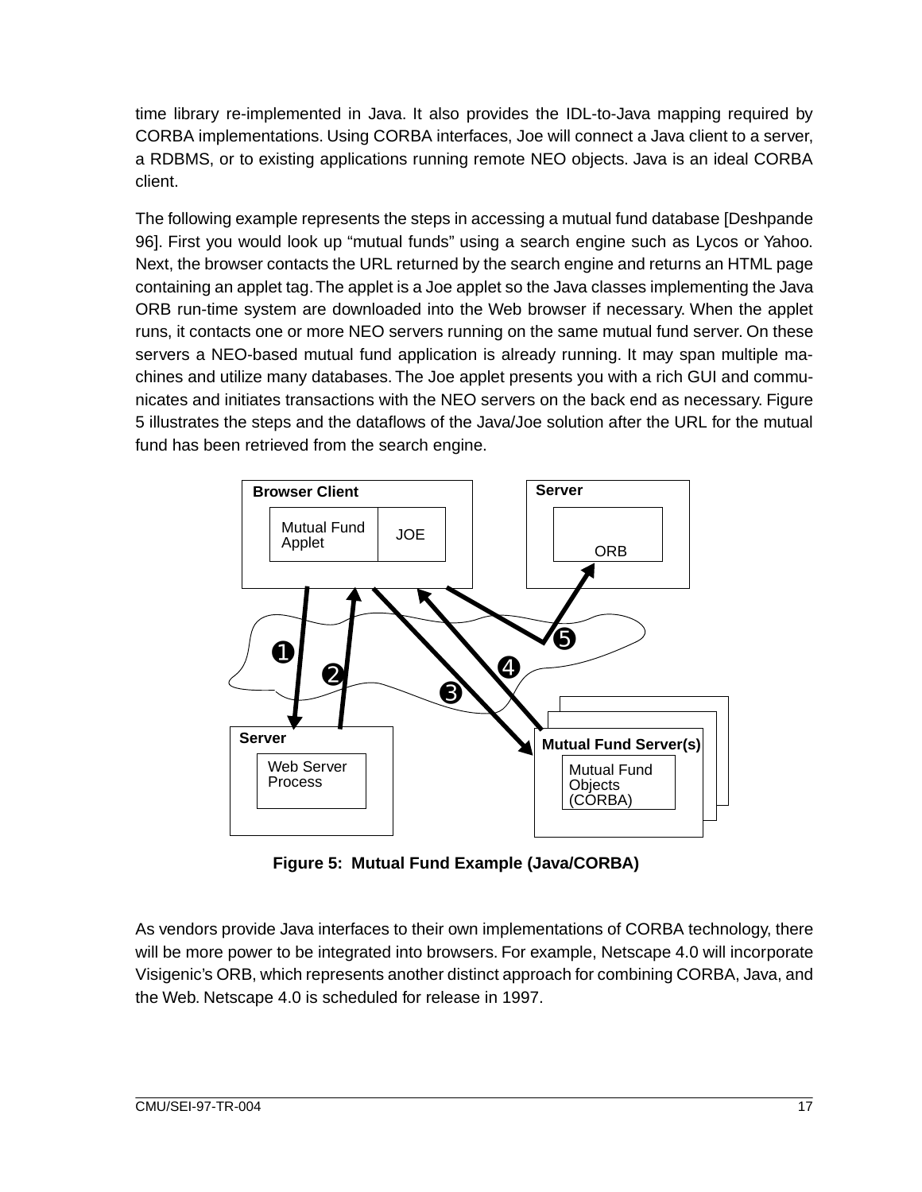time library re-implemented in Java. It also provides the IDL-to-Java mapping required by CORBA implementations. Using CORBA interfaces, Joe will connect a Java client to a server, a RDBMS, or to existing applications running remote NEO objects. Java is an ideal CORBA client.

The following example represents the steps in accessing a mutual fund database [Deshpande 96]. First you would look up "mutual funds" using a search engine such as Lycos or Yahoo. Next, the browser contacts the URL returned by the search engine and returns an HTML page containing an applet tag. The applet is a Joe applet so the Java classes implementing the Java ORB run-time system are downloaded into the Web browser if necessary. When the applet runs, it contacts one or more NEO servers running on the same mutual fund server. On these servers a NEO-based mutual fund application is already running. It may span multiple machines and utilize many databases. The Joe applet presents you with a rich GUI and communicates and initiates transactions with the NEO servers on the back end as necessary. Figure 5 illustrates the steps and the dataflows of the Java/Joe solution after the URL for the mutual fund has been retrieved from the search engine.

**Figure 5: Mutual Fund Example (Java/CORBA)**

As vendors provide Java interfaces to their own implementations of CORBA technology, there will be more power to be integrated into browsers. For example, Netscape 4.0 will incorporate Visigenic's ORB, which represents another distinct approach for combining CORBA, Java, and the Web. Netscape 4.0 is scheduled for release in 1997.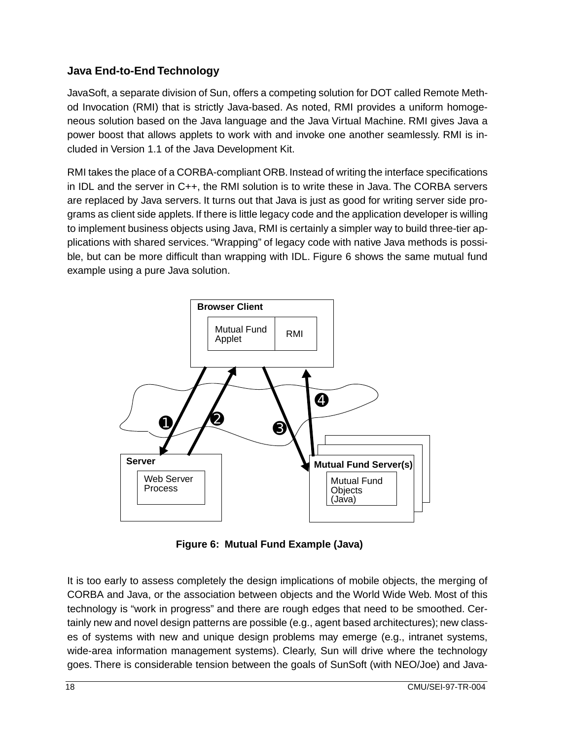### Java End-to-End Technology

JavaSoft, a separate division of Sun, offers a competing solution for DOT called Remote Method Invocation (RMI) that is strictly Java-based. As noted, RMI provides a uniform homogeneous solution based on the Java language and the Java Virtual Machine. RMI gives Java a power boost that allows applets to work with and invoke one another seamlessly. RMI is included in Version 1.1 of the Java Development Kit.

RMI takes the place of a CORBA-compliant ORB. Instead of writing the interface specifications in IDL and the server in C++, the RMI solution is to write these in Java. The CORBA servers are replaced by Java servers. It turns out that Java is just as good for writing server side programs as client side applets. If there is little legacy code and the application developer is willing to implement business objects using Java, RMI is certainly a simpler way to build three-tier applications with shared services. "Wrapping" of legacy code with native Java methods is possible, but can be more difficult than wrapping with IDL. Figure 6 shows the same mutual fund example using a pure Java solution.

**Figure 6: Mutual Fund Example (Java)**

It is too early to assess completely the design implications of mobile objects, the merging of CORBA and Java, or the association between objects and the World Wide Web. Most of this technology is "work in progress" and there are rough edges that need to be smoothed. Certainly new and novel design patterns are possible (e.g., agent based architectures); new classes of systems with new and unique design problems may emerge (e.g., intranet systems, wide-area information management systems). Clearly, Sun will drive where the technology goes. There is considerable tension between the goals of SunSoft (with NEO/Joe) and Java-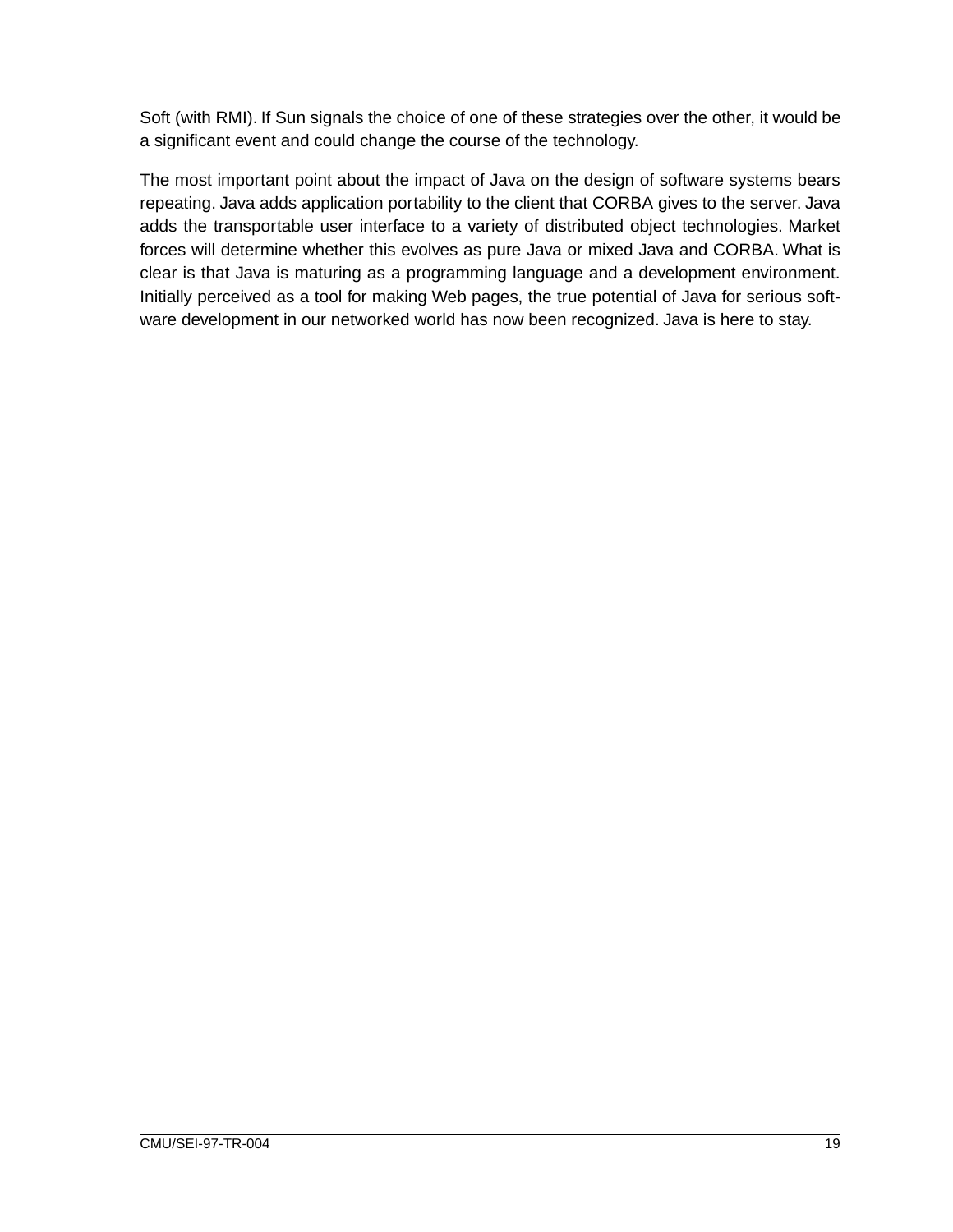Soft (with RMI). If Sun signals the choice of one of these strategies over the other, it would be a significant event and could change the course of the technology.

The most important point about the impact of Java on the design of software systems bears repeating. Java adds application portability to the client that CORBA gives to the server. Java adds the transportable user interface to a variety of distributed object technologies. Market forces will determine whether this evolves as pure Java or mixed Java and CORBA. What is clear is that Java is maturing as a programming language and a development environment. Initially perceived as a tool for making Web pages, the true potential of Java for serious software development in our networked world has now been recognized. Java is here to stay.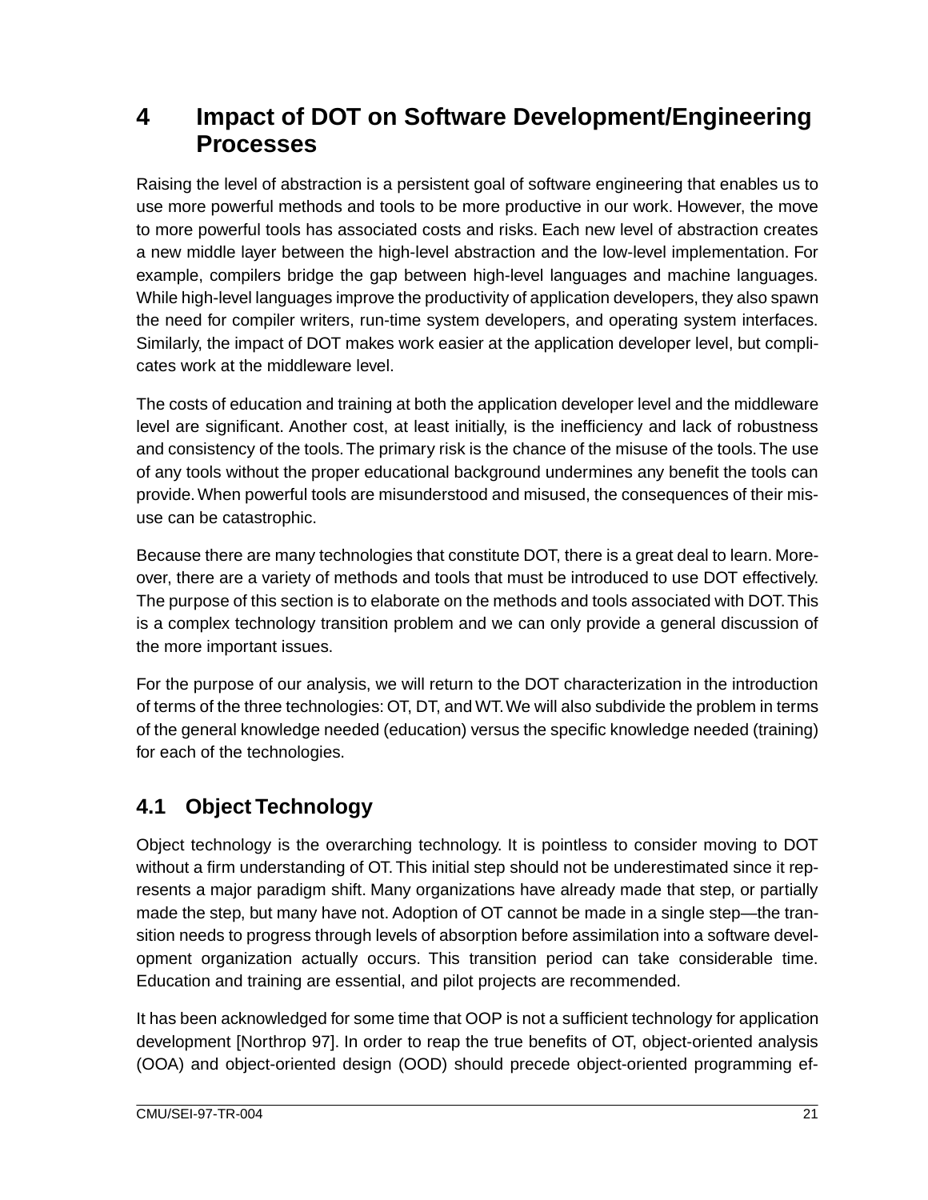# 4 Impact of DOT on Software Development/Engineering Processes

Raising the level of abstraction is a persistent goal of software engineering that enables us to use more powerful methods and tools to be more productive in our work. However, the move to more powerful tools has associated costs and risks. Each new level of abstraction creates a new middle layer between the high-level abstraction and the low-level implementation. For example, compilers bridge the gap between high-level languages and machine languages. While high-level languages improve the productivity of application developers, they also spawn the need for compiler writers, run-time system developers, and operating system interfaces. Similarly, the impact of DOT makes work easier at the application developer level, but complicates work at the middleware level.

The costs of education and training at both the application developer level and the middleware level are significant. Another cost, at least initially, is the inefficiency and lack of robustness and consistency of the tools. The primary risk is the chance of the misuse of the tools. The use of any tools without the proper educational background undermines any benefit the tools can provide. When powerful tools are misunderstood and misused, the consequences of their misuse can be catastrophic.

Because there are many technologies that constitute DOT, there is a great deal to learn. Moreover, there are a variety of methods and tools that must be introduced to use DOT effectively. The purpose of this section is to elaborate on the methods and tools associated with DOT. This is a complex technology transition problem and we can only provide a general discussion of the more important issues.

For the purpose of our analysis, we will return to the DOT characterization in the introduction of terms of the three technologies: OT, DT, and WT. We will also subdivide the problem in terms of the general knowledge needed (education) versus the specific knowledge needed (training) for each of the technologies.

## 4.1 Object Technology

Object technology is the overarching technology. It is pointless to consider moving to DOT without a firm understanding of OT. This initial step should not be underestimated since it represents a major paradigm shift. Many organizations have already made that step, or partially made the step, but many have not. Adoption of OT cannot be made in a single step—the transition needs to progress through levels of absorption before assimilation into a software development organization actually occurs. This transition period can take considerable time. Education and training are essential, and pilot projects are recommended.

It has been acknowledged for some time that OOP is not a sufficient technology for application development [Northrop 97]. In order to reap the true benefits of OT, object-oriented analysis (OOA) and object-oriented design (OOD) should precede object-oriented programming ef-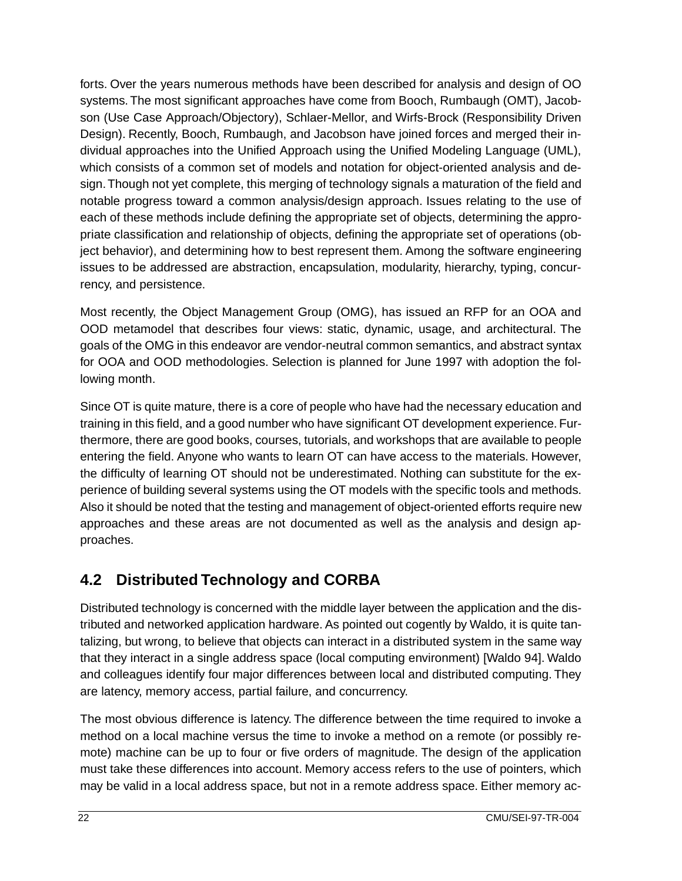forts. Over the years numerous methods have been described for analysis and design of OO systems. The most significant approaches have come from Booch, Rumbaugh (OMT), Jacobson (Use Case Approach/Objectory), Schlaer-Mellor, and Wirfs-Brock (Responsibility Driven Design). Recently, Booch, Rumbaugh, and Jacobson have joined forces and merged their individual approaches into the Unified Approach using the Unified Modeling Language (UML), which consists of a common set of models and notation for object-oriented analysis and design. Though not yet complete, this merging of technology signals a maturation of the field and notable progress toward a common analysis/design approach. Issues relating to the use of each of these methods include defining the appropriate set of objects, determining the appropriate classification and relationship of objects, defining the appropriate set of operations (object behavior), and determining how to best represent them. Among the software engineering issues to be addressed are abstraction, encapsulation, modularity, hierarchy, typing, concurrency, and persistence.

Most recently, the Object Management Group (OMG), has issued an RFP for an OOA and OOD metamodel that describes four views: static, dynamic, usage, and architectural. The goals of the OMG in this endeavor are vendor-neutral common semantics, and abstract syntax for OOA and OOD methodologies. Selection is planned for June 1997 with adoption the following month.

Since OT is quite mature, there is a core of people who have had the necessary education and training in this field, and a good number who have significant OT development experience. Furthermore, there are good books, courses, tutorials, and workshops that are available to people entering the field. Anyone who wants to learn OT can have access to the materials. However, the difficulty of learning OT should not be underestimated. Nothing can substitute for the experience of building several systems using the OT models with the specific tools and methods. Also it should be noted that the testing and management of object-oriented efforts require new approaches and these areas are not documented as well as the analysis and design approaches.

## 4.2 Distributed Technology and CORBA

Distributed technology is concerned with the middle layer between the application and the distributed and networked application hardware. As pointed out cogently by Waldo, it is quite tantalizing, but wrong, to believe that objects can interact in a distributed system in the same way that they interact in a single address space (local computing environment) [Waldo 94]. Waldo and colleagues identify four major differences between local and distributed computing. They are latency, memory access, partial failure, and concurrency.

The most obvious difference is latency. The difference between the time required to invoke a method on a local machine versus the time to invoke a method on a remote (or possibly remote) machine can be up to four or five orders of magnitude. The design of the application must take these differences into account. Memory access refers to the use of pointers, which may be valid in a local address space, but not in a remote address space. Either memory ac-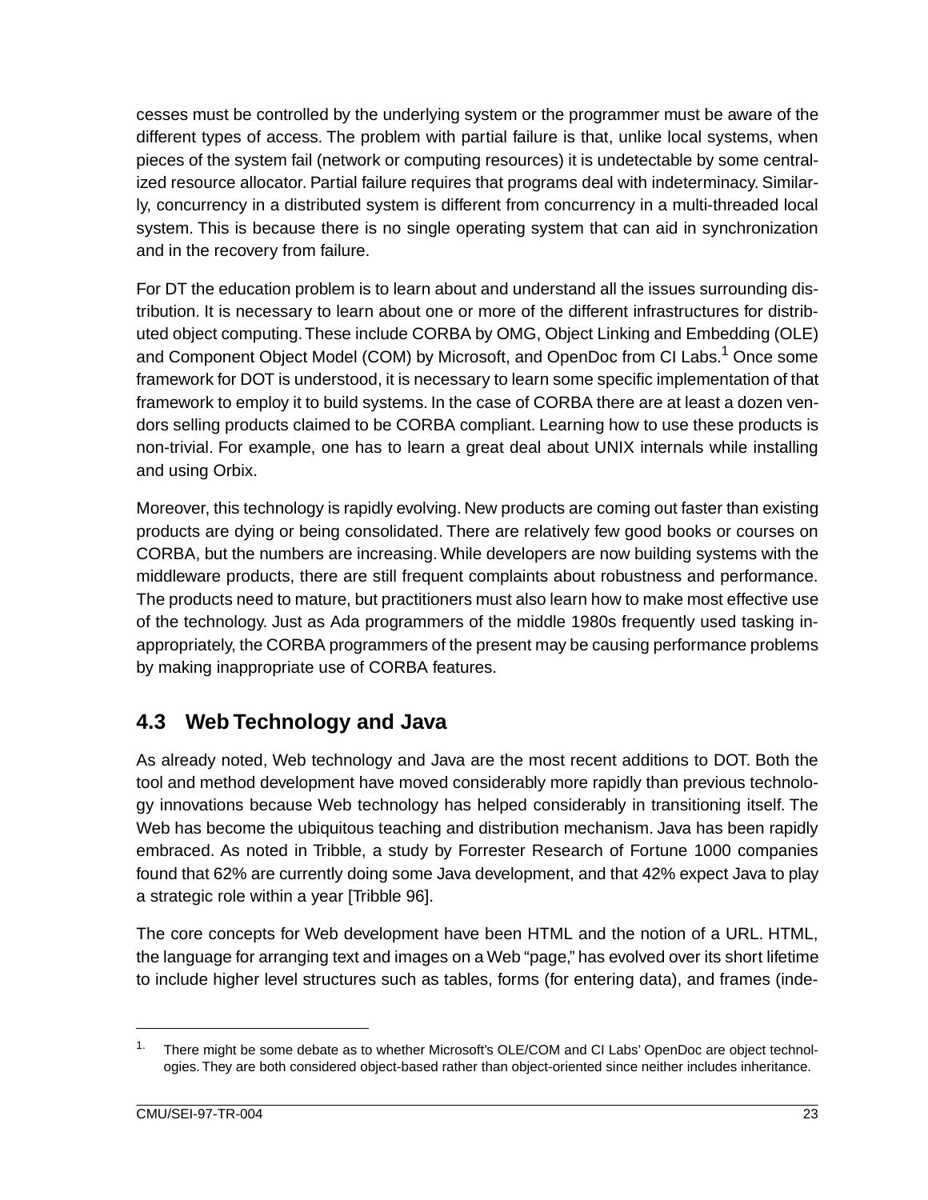cesses must be controlled by the underlying system or the programmer must be aware of the different types of access. The problem with partial failure is that, unlike local systems, when pieces of the system fail (network or computing resources) it is undetectable by some centralized resource allocator. Partial failure requires that programs deal with indeterminacy. Similarly, concurrency in a distributed system is different from concurrency in a multi-threaded local system. This is because there is no single operating system that can aid in synchronization and in the recovery from failure.

For DT the education problem is to learn about and understand all the issues surrounding distribution. It is necessary to learn about one or more of the different infrastructures for distributed object computing. These include CORBA by OMG, Object Linking and Embedding (OLE) and Component Object Model (COM) by Microsoft, and OpenDoc from CI Labs.[1] Once some framework for DOT is understood, it is necessary to learn some specific implementation of that framework to employ it to build systems. In the case of CORBA there are at least a dozen vendors selling products claimed to be CORBA compliant. Learning how to use these products is non-trivial. For example, one has to learn a great deal about UNIX internals while installing and using Orbix.

Moreover, this technology is rapidly evolving. New products are coming out faster than existing products are dying or being consolidated. There are relatively few good books or courses on CORBA, but the numbers are increasing. While developers are now building systems with the middleware products, there are still frequent complaints about robustness and performance. The products need to mature, but practitioners must also learn how to make most effective use of the technology. Just as Ada programmers of the middle 1980s frequently used tasking inappropriately, the CORBA programmers of the present may be causing performance problems by making inappropriate use of CORBA features.

## 4.3 Web Technology and Java

As already noted, Web technology and Java are the most recent additions to DOT. Both the tool and method development have moved considerably more rapidly than previous technology innovations because Web technology has helped considerably in transitioning itself. The Web has become the ubiquitous teaching and distribution mechanism. Java has been rapidly embraced. As noted in Tribble, a study by Forrester Research of Fortune 1000 companies found that 62% are currently doing some Java development, and that 42% expect Java to play a strategic role within a year [Tribble 96].

The core concepts for Web development have been HTML and the notion of a URL. HTML, the language for arranging text and images on a Web "page," has evolved over its short lifetime to include higher level structures such as tables, forms (for entering data), and frames (inde-

---

1. There might be some debate as to whether Microsoft's OLE/COM and CI Labs' OpenDoc are object technologies. They are both considered object-based rather than object-oriented since neither includes inheritance.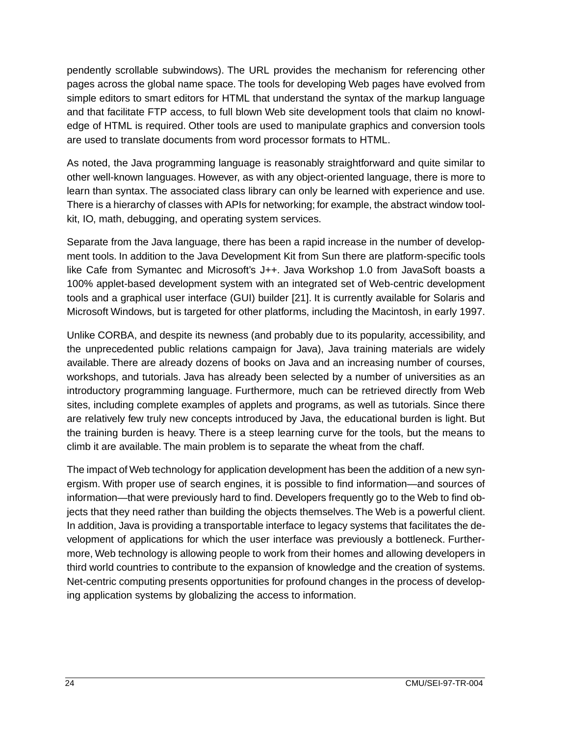pendently scrollable subwindows). The URL provides the mechanism for referencing other pages across the global name space. The tools for developing Web pages have evolved from simple editors to smart editors for HTML that understand the syntax of the markup language and that facilitate FTP access, to full blown Web site development tools that claim no knowledge of HTML is required. Other tools are used to manipulate graphics and conversion tools are used to translate documents from word processor formats to HTML.

As noted, the Java programming language is reasonably straightforward and quite similar to other well-known languages. However, as with any object-oriented language, there is more to learn than syntax. The associated class library can only be learned with experience and use. There is a hierarchy of classes with APIs for networking; for example, the abstract window toolkit, IO, math, debugging, and operating system services.

Separate from the Java language, there has been a rapid increase in the number of development tools. In addition to the Java Development Kit from Sun there are platform-specific tools like Cafe from Symantec and Microsoft's J++. Java Workshop 1.0 from JavaSoft boasts a 100% applet-based development system with an integrated set of Web-centric development tools and a graphical user interface (GUI) builder [21]. It is currently available for Solaris and Microsoft Windows, but is targeted for other platforms, including the Macintosh, in early 1997.

Unlike CORBA, and despite its newness (and probably due to its popularity, accessibility, and the unprecedented public relations campaign for Java), Java training materials are widely available. There are already dozens of books on Java and an increasing number of courses, workshops, and tutorials. Java has already been selected by a number of universities as an introductory programming language. Furthermore, much can be retrieved directly from Web sites, including complete examples of applets and programs, as well as tutorials. Since there are relatively few truly new concepts introduced by Java, the educational burden is light. But the training burden is heavy. There is a steep learning curve for the tools, but the means to climb it are available. The main problem is to separate the wheat from the chaff.

The impact of Web technology for application development has been the addition of a new synergism. With proper use of search engines, it is possible to find information—and sources of information—that were previously hard to find. Developers frequently go to the Web to find objects that they need rather than building the objects themselves. The Web is a powerful client. In addition, Java is providing a transportable interface to legacy systems that facilitates the development of applications for which the user interface was previously a bottleneck. Furthermore, Web technology is allowing people to work from their homes and allowing developers in third world countries to contribute to the expansion of knowledge and the creation of systems. Net-centric computing presents opportunities for profound changes in the process of developing application systems by globalizing the access to information.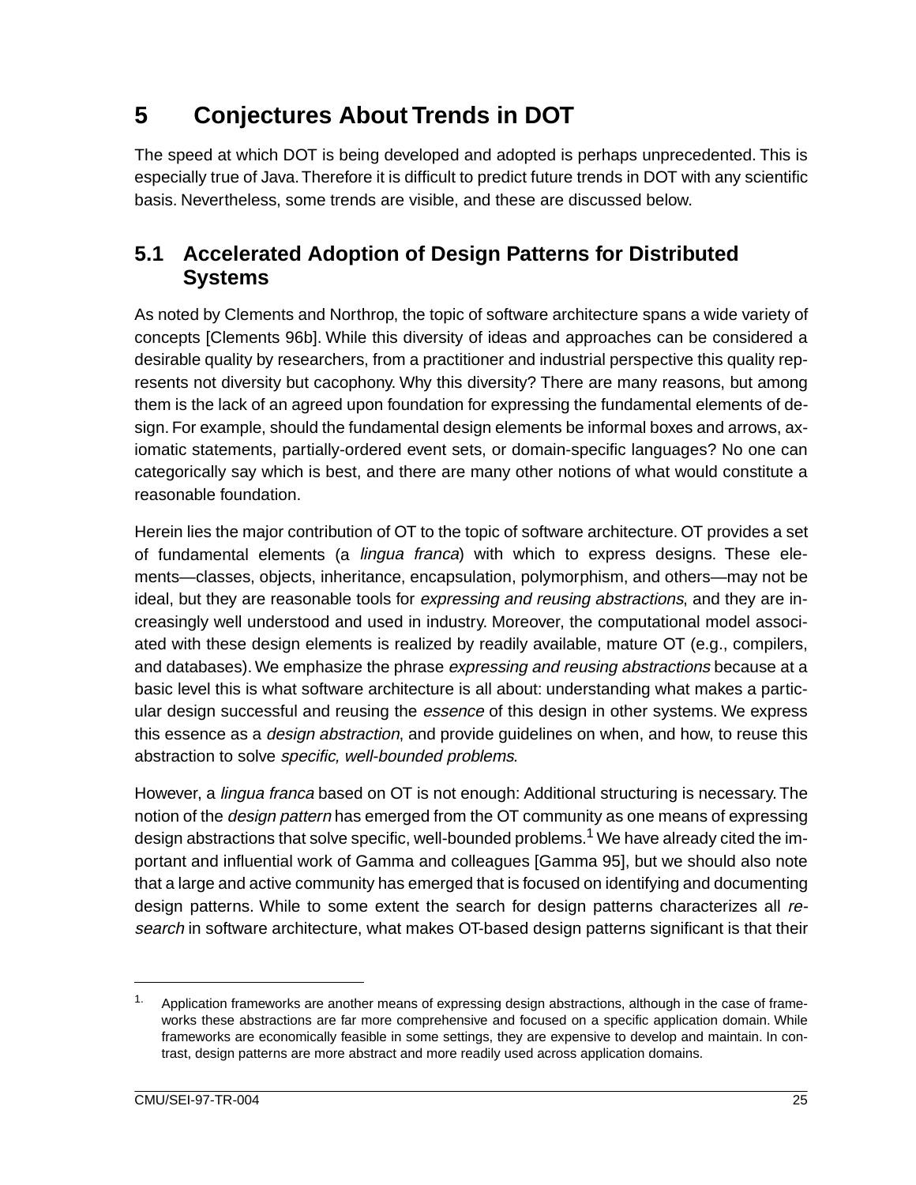# 5 Conjectures About Trends in DOT

The speed at which DOT is being developed and adopted is perhaps unprecedented. This is especially true of Java. Therefore it is difficult to predict future trends in DOT with any scientific basis. Nevertheless, some trends are visible, and these are discussed below.

## 5.1 Accelerated Adoption of Design Patterns for Distributed Systems

As noted by Clements and Northrop, the topic of software architecture spans a wide variety of concepts [Clements 96b]. While this diversity of ideas and approaches can be considered a desirable quality by researchers, from a practitioner and industrial perspective this quality represents not diversity but cacophony. Why this diversity? There are many reasons, but among them is the lack of an agreed upon foundation for expressing the fundamental elements of design. For example, should the fundamental design elements be informal boxes and arrows, axiomatic statements, partially-ordered event sets, or domain-specific languages? No one can categorically say which is best, and there are many other notions of what would constitute a reasonable foundation.

Herein lies the major contribution of OT to the topic of software architecture. OT provides a set of fundamental elements (a *lingua franca*) with which to express designs. These elements—classes, objects, inheritance, encapsulation, polymorphism, and others—may not be ideal, but they are reasonable tools for *expressing and reusing abstractions*, and they are increasingly well understood and used in industry. Moreover, the computational model associated with these design elements is realized by readily available, mature OT (e.g., compilers, and databases). We emphasize the phrase *expressing and reusing abstractions* because at a basic level this is what software architecture is all about: understanding what makes a particular design successful and reusing the *essence* of this design in other systems. We express this essence as a *design abstraction*, and provide guidelines on when, and how, to reuse this abstraction to solve *specific, well-bounded problems*.

However, a *lingua franca* based on OT is not enough: Additional structuring is necessary. The notion of the *design pattern* has emerged from the OT community as one means of expressing design abstractions that solve specific, well-bounded problems.[1] We have already cited the important and influential work of Gamma and colleagues [Gamma 95], but we should also note that a large and active community has emerged that is focused on identifying and documenting design patterns. While to some extent the search for design patterns characterizes all *research* in software architecture, what makes OT-based design patterns significant is that their

---

1. Application frameworks are another means of expressing design abstractions, although in the case of frameworks these abstractions are far more comprehensive and focused on a specific application domain. While frameworks are economically feasible in some settings, they are expensive to develop and maintain. In contrast, design patterns are more abstract and more readily used across application domains.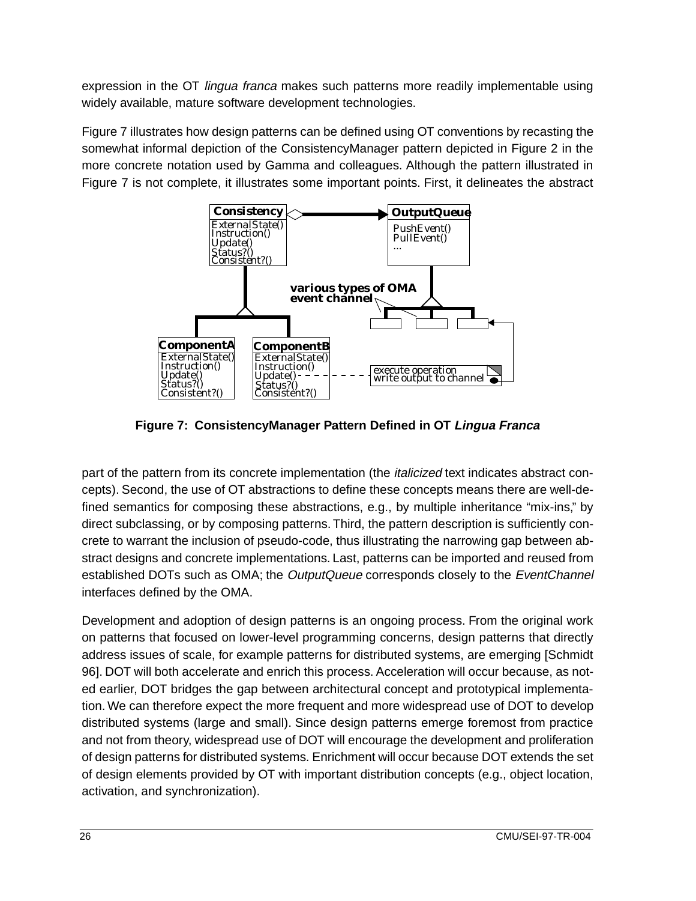expression in the OT *lingua franca* makes such patterns more readily implementable using widely available, mature software development technologies.

Figure 7 illustrates how design patterns can be defined using OT conventions by recasting the somewhat informal depiction of the ConsistencyManager pattern depicted in Figure 2 in the more concrete notation used by Gamma and colleagues. Although the pattern illustrated in Figure 7 is not complete, it illustrates some important points. First, it delineates the abstract

**Figure 7: ConsistencyManager Pattern Defined in OT *Lingua Franca***

part of the pattern from its concrete implementation (the *italicized* text indicates abstract concepts). Second, the use of OT abstractions to define these concepts means there are well-defined semantics for composing these abstractions, e.g., by multiple inheritance "mix-ins," by direct subclassing, or by composing patterns. Third, the pattern description is sufficiently concrete to warrant the inclusion of pseudo-code, thus illustrating the narrowing gap between abstract designs and concrete implementations. Last, patterns can be imported and reused from established DOTs such as OMA; the *OutputQueue* corresponds closely to the *EventChannel* interfaces defined by the OMA.

Development and adoption of design patterns is an ongoing process. From the original work on patterns that focused on lower-level programming concerns, design patterns that directly address issues of scale, for example patterns for distributed systems, are emerging [Schmidt 96]. DOT will both accelerate and enrich this process. Acceleration will occur because, as noted earlier, DOT bridges the gap between architectural concept and prototypical implementation. We can therefore expect the more frequent and more widespread use of DOT to develop distributed systems (large and small). Since design patterns emerge foremost from practice and not from theory, widespread use of DOT will encourage the development and proliferation of design patterns for distributed systems. Enrichment will occur because DOT extends the set of design elements provided by OT with important distribution concepts (e.g., object location, activation, and synchronization).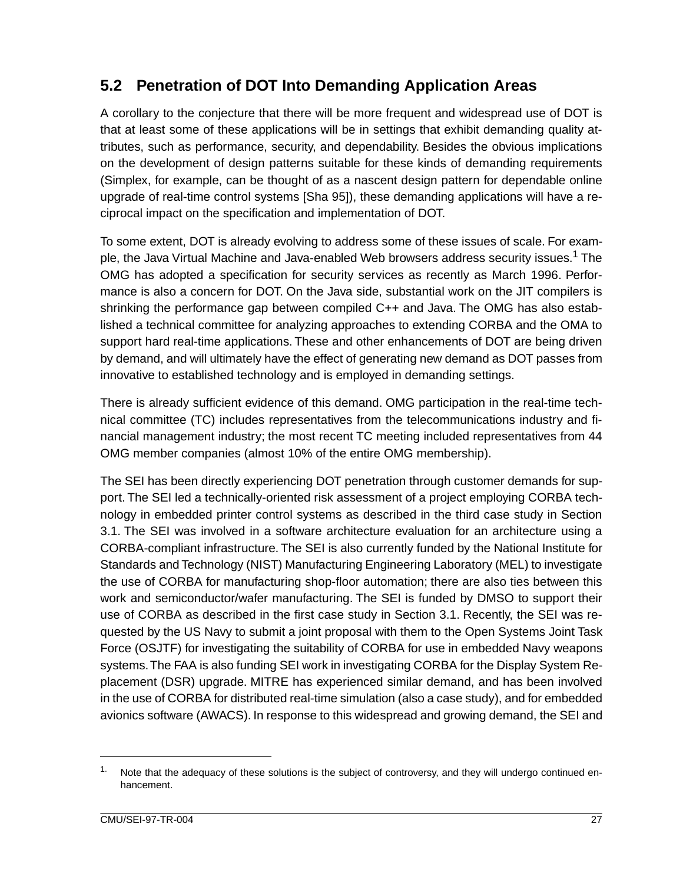## 5.2 Penetration of DOT Into Demanding Application Areas

A corollary to the conjecture that there will be more frequent and widespread use of DOT is that at least some of these applications will be in settings that exhibit demanding quality attributes, such as performance, security, and dependability. Besides the obvious implications on the development of design patterns suitable for these kinds of demanding requirements (Simplex, for example, can be thought of as a nascent design pattern for dependable online upgrade of real-time control systems [Sha 95]), these demanding applications will have a reciprocal impact on the specification and implementation of DOT.

To some extent, DOT is already evolving to address some of these issues of scale. For example, the Java Virtual Machine and Java-enabled Web browsers address security issues.[1] The OMG has adopted a specification for security services as recently as March 1996. Performance is also a concern for DOT. On the Java side, substantial work on the JIT compilers is shrinking the performance gap between compiled C++ and Java. The OMG has also established a technical committee for analyzing approaches to extending CORBA and the OMA to support hard real-time applications. These and other enhancements of DOT are being driven by demand, and will ultimately have the effect of generating new demand as DOT passes from innovative to established technology and is employed in demanding settings.

There is already sufficient evidence of this demand. OMG participation in the real-time technical committee (TC) includes representatives from the telecommunications industry and financial management industry; the most recent TC meeting included representatives from 44 OMG member companies (almost 10% of the entire OMG membership).

The SEI has been directly experiencing DOT penetration through customer demands for support. The SEI led a technically-oriented risk assessment of a project employing CORBA technology in embedded printer control systems as described in the third case study in Section 3.1. The SEI was involved in a software architecture evaluation for an architecture using a CORBA-compliant infrastructure. The SEI is also currently funded by the National Institute for Standards and Technology (NIST) Manufacturing Engineering Laboratory (MEL) to investigate the use of CORBA for manufacturing shop-floor automation; there are also ties between this work and semiconductor/wafer manufacturing. The SEI is funded by DMSO to support their use of CORBA as described in the first case study in Section 3.1. Recently, the SEI was requested by the US Navy to submit a joint proposal with them to the Open Systems Joint Task Force (OSJTF) for investigating the suitability of CORBA for use in embedded Navy weapons systems. The FAA is also funding SEI work in investigating CORBA for the Display System Replacement (DSR) upgrade. MITRE has experienced similar demand, and has been involved in the use of CORBA for distributed real-time simulation (also a case study), and for embedded avionics software (AWACS). In response to this widespread and growing demand, the SEI and

---

1. Note that the adequacy of these solutions is the subject of controversy, and they will undergo continued enhancement.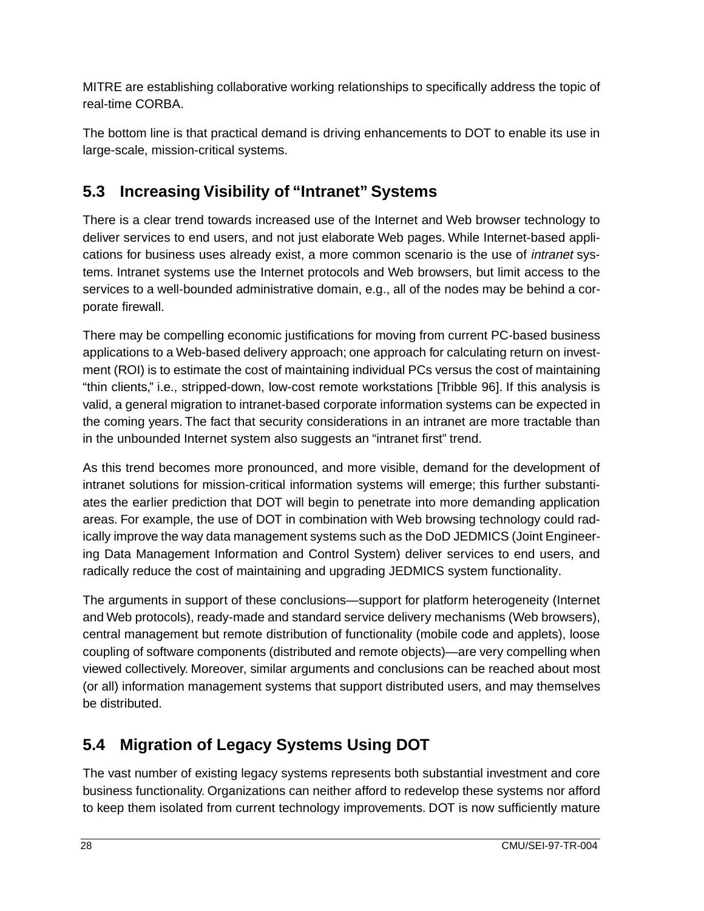MITRE are establishing collaborative working relationships to specifically address the topic of real-time CORBA.

The bottom line is that practical demand is driving enhancements to DOT to enable its use in large-scale, mission-critical systems.

## 5.3 Increasing Visibility of “Intranet” Systems

There is a clear trend towards increased use of the Internet and Web browser technology to deliver services to end users, and not just elaborate Web pages. While Internet-based applications for business uses already exist, a more common scenario is the use of *intranet* systems. Intranet systems use the Internet protocols and Web browsers, but limit access to the services to a well-bounded administrative domain, e.g., all of the nodes may be behind a corporate firewall.

There may be compelling economic justifications for moving from current PC-based business applications to a Web-based delivery approach; one approach for calculating return on investment (ROI) is to estimate the cost of maintaining individual PCs versus the cost of maintaining “thin clients,” i.e., stripped-down, low-cost remote workstations [Tribble 96]. If this analysis is valid, a general migration to intranet-based corporate information systems can be expected in the coming years. The fact that security considerations in an intranet are more tractable than in the unbounded Internet system also suggests an “intranet first” trend.

As this trend becomes more pronounced, and more visible, demand for the development of intranet solutions for mission-critical information systems will emerge; this further substantiates the earlier prediction that DOT will begin to penetrate into more demanding application areas. For example, the use of DOT in combination with Web browsing technology could radically improve the way data management systems such as the DoD JEDMICS (Joint Engineering Data Management Information and Control System) deliver services to end users, and radically reduce the cost of maintaining and upgrading JEDMICS system functionality.

The arguments in support of these conclusions—support for platform heterogeneity (Internet and Web protocols), ready-made and standard service delivery mechanisms (Web browsers), central management but remote distribution of functionality (mobile code and applets), loose coupling of software components (distributed and remote objects)—are very compelling when viewed collectively. Moreover, similar arguments and conclusions can be reached about most (or all) information management systems that support distributed users, and may themselves be distributed.

## 5.4 Migration of Legacy Systems Using DOT

The vast number of existing legacy systems represents both substantial investment and core business functionality. Organizations can neither afford to redevelop these systems nor afford to keep them isolated from current technology improvements. DOT is now sufficiently mature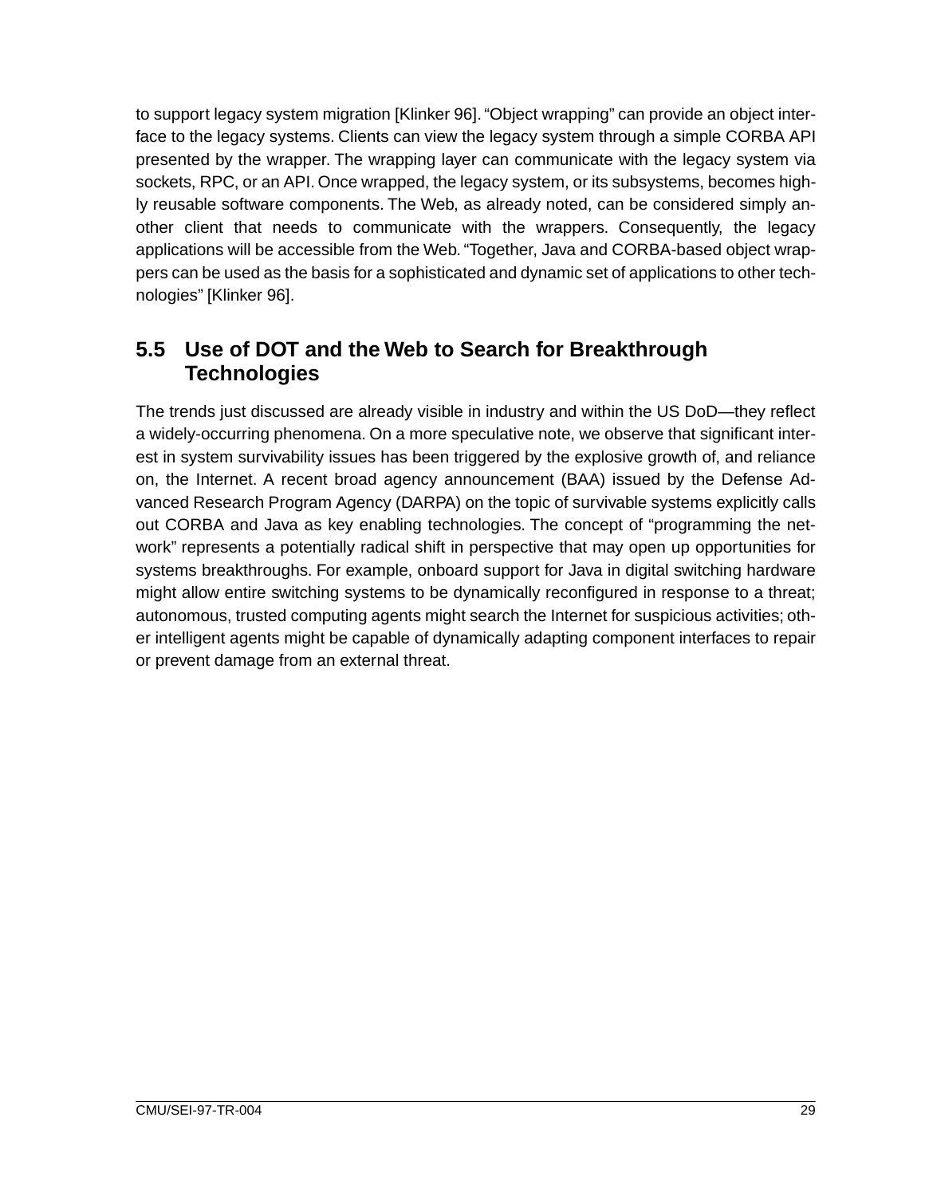to support legacy system migration [Klinker 96]. “Object wrapping” can provide an object interface to the legacy systems. Clients can view the legacy system through a simple CORBA API presented by the wrapper. The wrapping layer can communicate with the legacy system via sockets, RPC, or an API. Once wrapped, the legacy system, or its subsystems, becomes highly reusable software components. The Web, as already noted, can be considered simply another client that needs to communicate with the wrappers. Consequently, the legacy applications will be accessible from the Web. “Together, Java and CORBA-based object wrappers can be used as the basis for a sophisticated and dynamic set of applications to other technologies” [Klinker 96].

## 5.5 Use of DOT and the Web to Search for Breakthrough Technologies

The trends just discussed are already visible in industry and within the US DoD—they reflect a widely-occurring phenomena. On a more speculative note, we observe that significant interest in system survivability issues has been triggered by the explosive growth of, and reliance on, the Internet. A recent broad agency announcement (BAA) issued by the Defense Advanced Research Program Agency (DARPA) on the topic of survivable systems explicitly calls out CORBA and Java as key enabling technologies. The concept of “programming the network” represents a potentially radical shift in perspective that may open up opportunities for systems breakthroughs. For example, onboard support for Java in digital switching hardware might allow entire switching systems to be dynamically reconfigured in response to a threat; autonomous, trusted computing agents might search the Internet for suspicious activities; other intelligent agents might be capable of dynamically adapting component interfaces to repair or prevent damage from an external threat.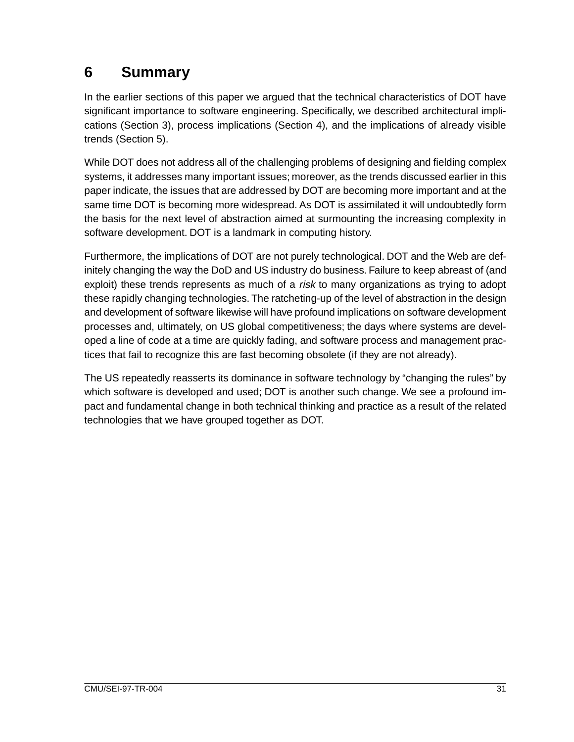# 6 Summary

In the earlier sections of this paper we argued that the technical characteristics of DOT have significant importance to software engineering. Specifically, we described architectural implications (Section 3), process implications (Section 4), and the implications of already visible trends (Section 5).

While DOT does not address all of the challenging problems of designing and fielding complex systems, it addresses many important issues; moreover, as the trends discussed earlier in this paper indicate, the issues that are addressed by DOT are becoming more important and at the same time DOT is becoming more widespread. As DOT is assimilated it will undoubtedly form the basis for the next level of abstraction aimed at surmounting the increasing complexity in software development. DOT is a landmark in computing history.

Furthermore, the implications of DOT are not purely technological. DOT and the Web are definitely changing the way the DoD and US industry do business. Failure to keep abreast of (and exploit) these trends represents as much of a *risk* to many organizations as trying to adopt these rapidly changing technologies. The ratcheting-up of the level of abstraction in the design and development of software likewise will have profound implications on software development processes and, ultimately, on US global competitiveness; the days where systems are developed a line of code at a time are quickly fading, and software process and management practices that fail to recognize this are fast becoming obsolete (if they are not already).

The US repeatedly reasserts its dominance in software technology by "changing the rules" by which software is developed and used; DOT is another such change. We see a profound impact and fundamental change in both technical thinking and practice as a result of the related technologies that we have grouped together as DOT.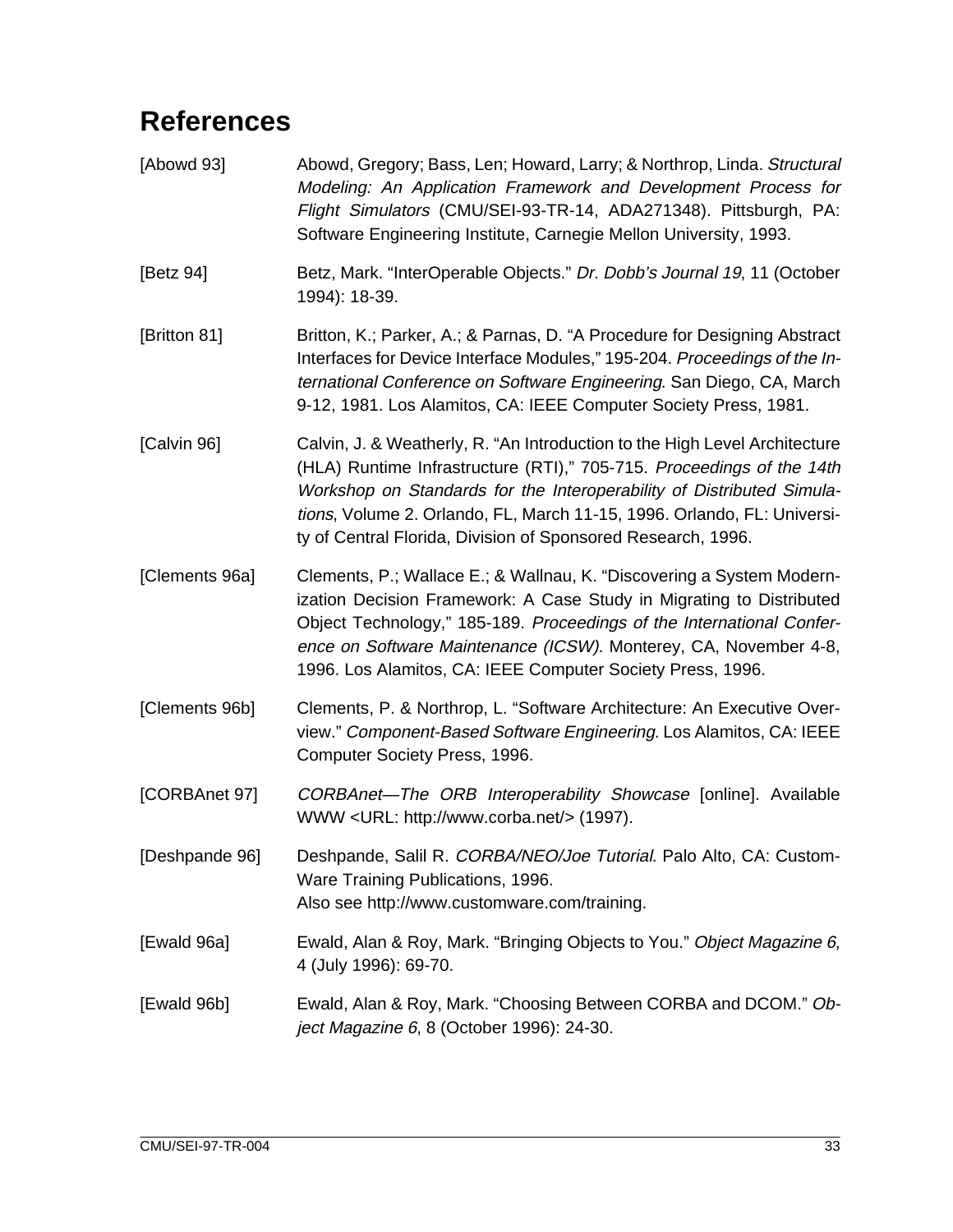# References

[Abowd 93] Abowd, Gregory; Bass, Len; Howard, Larry; & Northrop, Linda. *Structural Modeling: An Application Framework and Development Process for Flight Simulators* (CMU/SEI-93-TR-14, ADA271348). Pittsburgh, PA: Software Engineering Institute, Carnegie Mellon University, 1993.

[Betz 94] Betz, Mark. "InterOperable Objects." *Dr. Dobb's Journal 19*, 11 (October 1994): 18-39.

[Britton 81] Britton, K.; Parker, A.; & Parnas, D. "A Procedure for Designing Abstract Interfaces for Device Interface Modules," 195-204. *Proceedings of the International Conference on Software Engineering*. San Diego, CA, March 9-12, 1981. Los Alamitos, CA: IEEE Computer Society Press, 1981.

[Calvin 96] Calvin, J. & Weatherly, R. "An Introduction to the High Level Architecture (HLA) Runtime Infrastructure (RTI)," 705-715. *Proceedings of the 14th Workshop on Standards for the Interoperability of Distributed Simulations*, Volume 2. Orlando, FL, March 11-15, 1996. Orlando, FL: University of Central Florida, Division of Sponsored Research, 1996.

[Clements 96a] Clements, P.; Wallace E.; & Wallnau, K. "Discovering a System Modernization Decision Framework: A Case Study in Migrating to Distributed Object Technology," 185-189. *Proceedings of the International Conference on Software Maintenance (ICSW)*. Monterey, CA, November 4-8, 1996. Los Alamitos, CA: IEEE Computer Society Press, 1996.

[Clements 96b] Clements, P. & Northrop, L. "Software Architecture: An Executive Overview." *Component-Based Software Engineering*. Los Alamitos, CA: IEEE Computer Society Press, 1996.

[CORBAnet 97] *CORBAnet—The ORB Interoperability Showcase* [online]. Available WWW <URL: http://www.corba.net/> (1997).

[Deshpande 96] Deshpande, Salil R. *CORBA/NEO/Joe Tutorial*. Palo Alto, CA: CustomWare Training Publications, 1996.
Also see http://www.customware.com/training.

[Ewald 96a] Ewald, Alan & Roy, Mark. "Bringing Objects to You." *Object Magazine 6*, 4 (July 1996): 69-70.

[Ewald 96b] Ewald, Alan & Roy, Mark. "Choosing Between CORBA and DCOM." *Object Magazine 6*, 8 (October 1996): 24-30.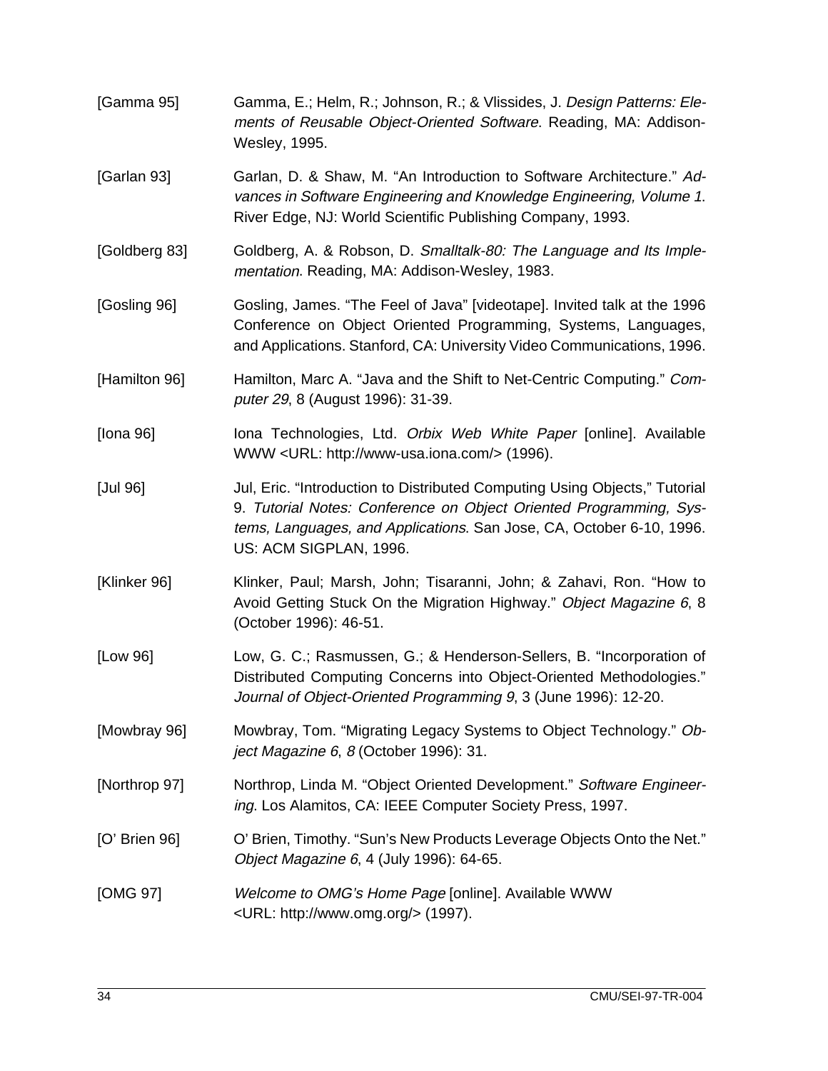[Gamma 95] Gamma, E.; Helm, R.; Johnson, R.; & Vlissides, J. *Design Patterns: Elements of Reusable Object-Oriented Software*. Reading, MA: Addison-Wesley, 1995.

[Garlan 93] Garlan, D. & Shaw, M. "An Introduction to Software Architecture." *Advances in Software Engineering and Knowledge Engineering, Volume 1*. River Edge, NJ: World Scientific Publishing Company, 1993.

[Goldberg 83] Goldberg, A. & Robson, D. *Smalltalk-80: The Language and Its Implementation*. Reading, MA: Addison-Wesley, 1983.

[Gosling 96] Gosling, James. "The Feel of Java" [videotape]. Invited talk at the 1996 Conference on Object Oriented Programming, Systems, Languages, and Applications. Stanford, CA: University Video Communications, 1996.

[Hamilton 96] Hamilton, Marc A. "Java and the Shift to Net-Centric Computing." *Computer 29*, 8 (August 1996): 31-39.

[Iona 96] Iona Technologies, Ltd. *Orbix Web White Paper* [online]. Available WWW <URL: http://www-usa.iona.com/> (1996).

[Jul 96] Jul, Eric. "Introduction to Distributed Computing Using Objects," Tutorial 9. *Tutorial Notes: Conference on Object Oriented Programming, Systems, Languages, and Applications*. San Jose, CA, October 6-10, 1996. US: ACM SIGPLAN, 1996.

[Klinker 96] Klinker, Paul; Marsh, John; Tisaranni, John; & Zahavi, Ron. "How to Avoid Getting Stuck On the Migration Highway." *Object Magazine 6*, 8 (October 1996): 46-51.

[Low 96] Low, G. C.; Rasmussen, G.; & Henderson-Sellers, B. "Incorporation of Distributed Computing Concerns into Object-Oriented Methodologies." *Journal of Object-Oriented Programming 9*, 3 (June 1996): 12-20.

[Mowbray 96] Mowbray, Tom. "Migrating Legacy Systems to Object Technology." *Object Magazine 6*, *8* (October 1996): 31.

[Northrop 97] Northrop, Linda M. "Object Oriented Development." *Software Engineering*. Los Alamitos, CA: IEEE Computer Society Press, 1997.

[O' Brien 96] O' Brien, Timothy. "Sun's New Products Leverage Objects Onto the Net." *Object Magazine 6*, 4 (July 1996): 64-65.

[OMG 97] *Welcome to OMG's Home Page* [online]. Available WWW <URL: http://www.omg.org/> (1997).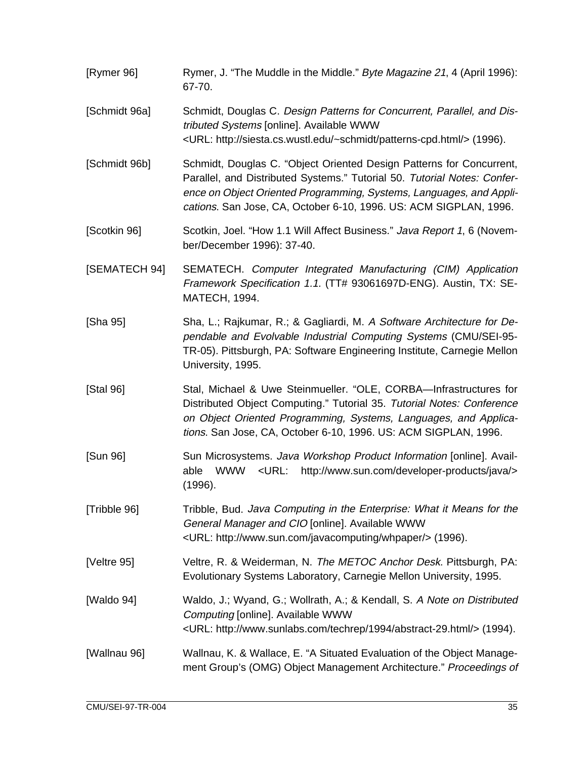[Rymer 96] Rymer, J. "The Muddle in the Middle." *Byte Magazine 21*, 4 (April 1996): 67-70.

[Schmidt 96a] Schmidt, Douglas C. *Design Patterns for Concurrent, Parallel, and Distributed Systems* [online]. Available WWW <URL: http://siesta.cs.wustl.edu/~schmidt/patterns-cpd.html/> (1996).

[Schmidt 96b] Schmidt, Douglas C. "Object Oriented Design Patterns for Concurrent, Parallel, and Distributed Systems." Tutorial 50. *Tutorial Notes: Conference on Object Oriented Programming, Systems, Languages, and Applications*. San Jose, CA, October 6-10, 1996. US: ACM SIGPLAN, 1996.

[Scotkin 96] Scotkin, Joel. "How 1.1 Will Affect Business." *Java Report 1*, 6 (November/December 1996): 37-40.

[SEMATECH 94] SEMATECH. *Computer Integrated Manufacturing (CIM) Application Framework Specification 1.1.* (TT# 93061697D-ENG). Austin, TX: SEMATECH, 1994.

[Sha 95] Sha, L.; Rajkumar, R.; & Gagliardi, M. *A Software Architecture for Dependable and Evolvable Industrial Computing Systems* (CMU/SEI-95-TR-05). Pittsburgh, PA: Software Engineering Institute, Carnegie Mellon University, 1995.

[Stal 96] Stal, Michael & Uwe Steinmueller. "OLE, CORBA—Infrastructures for Distributed Object Computing." Tutorial 35. *Tutorial Notes: Conference on Object Oriented Programming, Systems, Languages, and Applications*. San Jose, CA, October 6-10, 1996. US: ACM SIGPLAN, 1996.

[Sun 96] Sun Microsystems. *Java Workshop Product Information* [online]. Available WWW <URL: http://www.sun.com/developer-products/java/> (1996).

[Tribble 96] Tribble, Bud. *Java Computing in the Enterprise: What it Means for the General Manager and CIO* [online]. Available WWW <URL: http://www.sun.com/javacomputing/whpaper/> (1996).

[Veltre 95] Veltre, R. & Weiderman, N. *The METOC Anchor Desk*. Pittsburgh, PA: Evolutionary Systems Laboratory, Carnegie Mellon University, 1995.

[Waldo 94] Waldo, J.; Wyand, G.; Wollrath, A.; & Kendall, S. *A Note on Distributed Computing* [online]. Available WWW <URL: http://www.sunlabs.com/techrep/1994/abstract-29.html/> (1994).

[Wallnau 96] Wallnau, K. & Wallace, E. "A Situated Evaluation of the Object Management Group's (OMG) Object Management Architecture." *Proceedings of*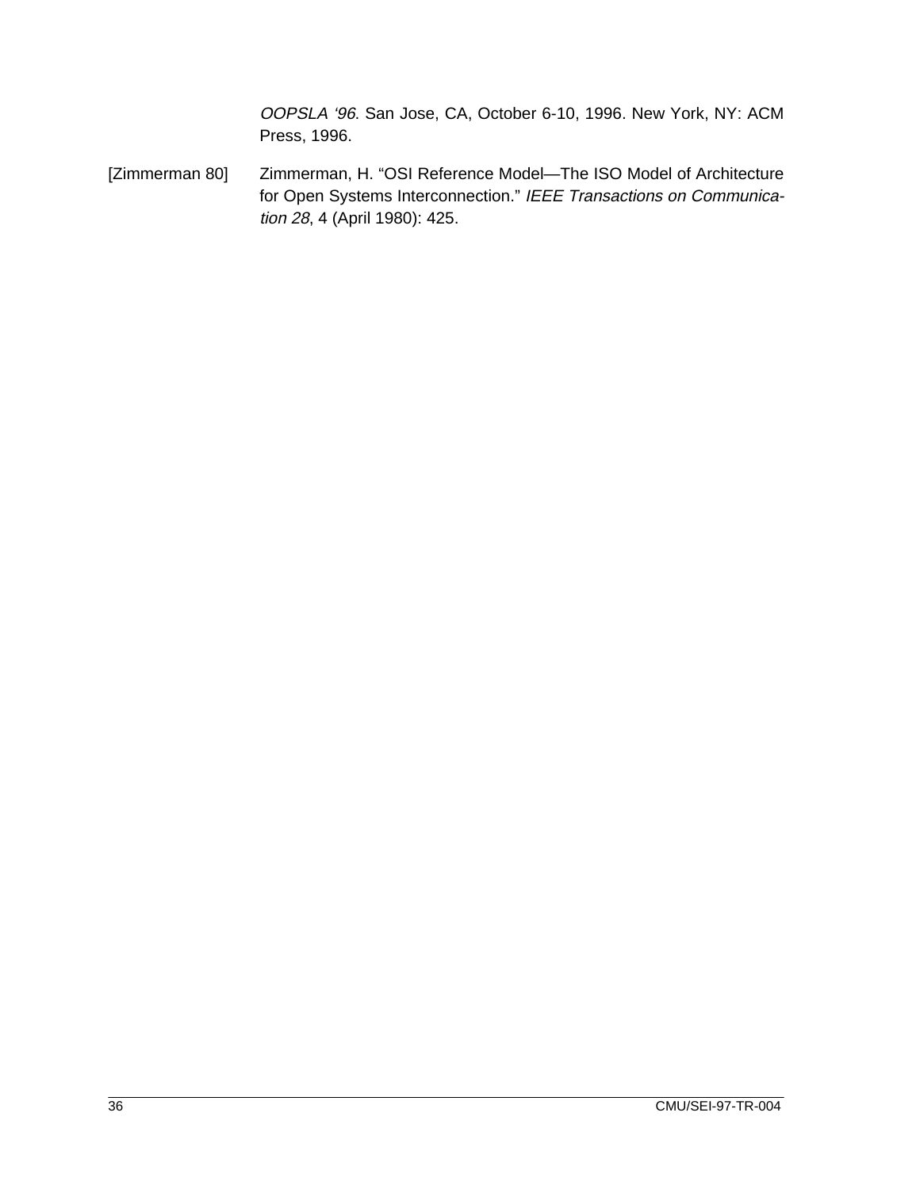*OOPSLA '96*. San Jose, CA, October 6-10, 1996. New York, NY: ACM Press, 1996.

[Zimmerman 80] Zimmerman, H. "OSI Reference Model—The ISO Model of Architecture for Open Systems Interconnection." *IEEE Transactions on Communication 28*, 4 (April 1980): 425.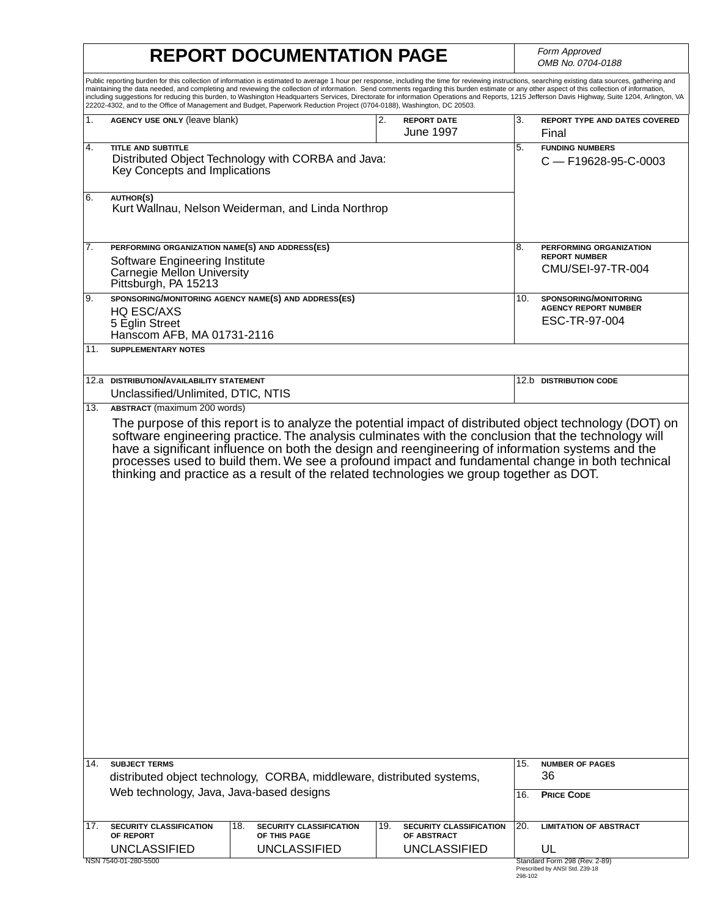# REPORT DOCUMENTATION PAGE

*Form Approved*
*OMB No. 0704-0188*

Public reporting burden for this collection of information is estimated to average 1 hour per response, including the time for reviewing instructions, searching existing data sources, gathering and maintaining the data needed, and completing and reviewing the collection of information. Send comments regarding this burden estimate or any other aspect of this collection of information, including suggestions for reducing this burden, to Washington Headquarters Services, Directorate for information Operations and Reports, 1215 Jefferson Davis Highway, Suite 1204, Arlington, VA 22202-4302, and to the Office of Management and Budget, Paperwork Reduction Project (0704-0188), Washington, DC 20503.

| | | |
|---|---|---|
| 1. **AGENCY USE ONLY** (leave blank) | 2. **REPORT DATE**<br>June 1997 | 3. **REPORT TYPE AND DATES COVERED**<br>Final |
| 4. **TITLE AND SUBTITLE**<br>Distributed Object Technology with CORBA and Java: Key Concepts and Implications | | 5. **FUNDING NUMBERS**<br>C — F19628-95-C-0003 |
| 6. **AUTHOR(S)**<br>Kurt Wallnau, Nelson Weiderman, and Linda Northrop | | |
| 7. **PERFORMING ORGANIZATION NAME(S) AND ADDRESS(ES)**<br>Software Engineering Institute<br>Carnegie Mellon University<br>Pittsburgh, PA 15213 | | 8. **PERFORMING ORGANIZATION REPORT NUMBER**<br>CMU/SEI-97-TR-004 |
| 9. **SPONSORING/MONITORING AGENCY NAME(S) AND ADDRESS(ES)**<br>HQ ESC/AXS<br>5 Eglin Street<br>Hanscom AFB, MA 01731-2116 | | 10. **SPONSORING/MONITORING AGENCY REPORT NUMBER**<br>ESC-TR-97-004 |
| 11. **SUPPLEMENTARY NOTES** | | |
| 12.a **DISTRIBUTION/AVAILABILITY STATEMENT**<br>Unclassified/Unlimited, DTIC, NTIS | | 12.b **DISTRIBUTION CODE** |

13. **ABSTRACT** (maximum 200 words)

The purpose of this report is to analyze the potential impact of distributed object technology (DOT) on software engineering practice. The analysis culminates with the conclusion that the technology will have a significant influence on both the design and reengineering of information systems and the processes used to build them. We see a profound impact and fundamental change in both technical thinking and practice as a result of the related technologies we group together as DOT.

| | |
|---|---|
| 14. **SUBJECT TERMS**<br>distributed object technology, CORBA, middleware, distributed systems, Web technology, Java, Java-based designs | 15. **NUMBER OF PAGES**<br>36 |
| | 16. **PRICE CODE** |

| | | | |
|---|---|---|---|
| 17. **SECURITY CLASSIFICATION OF REPORT** | 18. **SECURITY CLASSIFICATION OF THIS PAGE** | 19. **SECURITY CLASSIFICATION OF ABSTRACT** | 20. **LIMITATION OF ABSTRACT** |
| UNCLASSIFIED | UNCLASSIFIED | UNCLASSIFIED | UL |

NSN 7540-01-280-5500

Standard Form 298 (Rev. 2-89)
Prescribed by ANSI Std. Z39-18
298-102